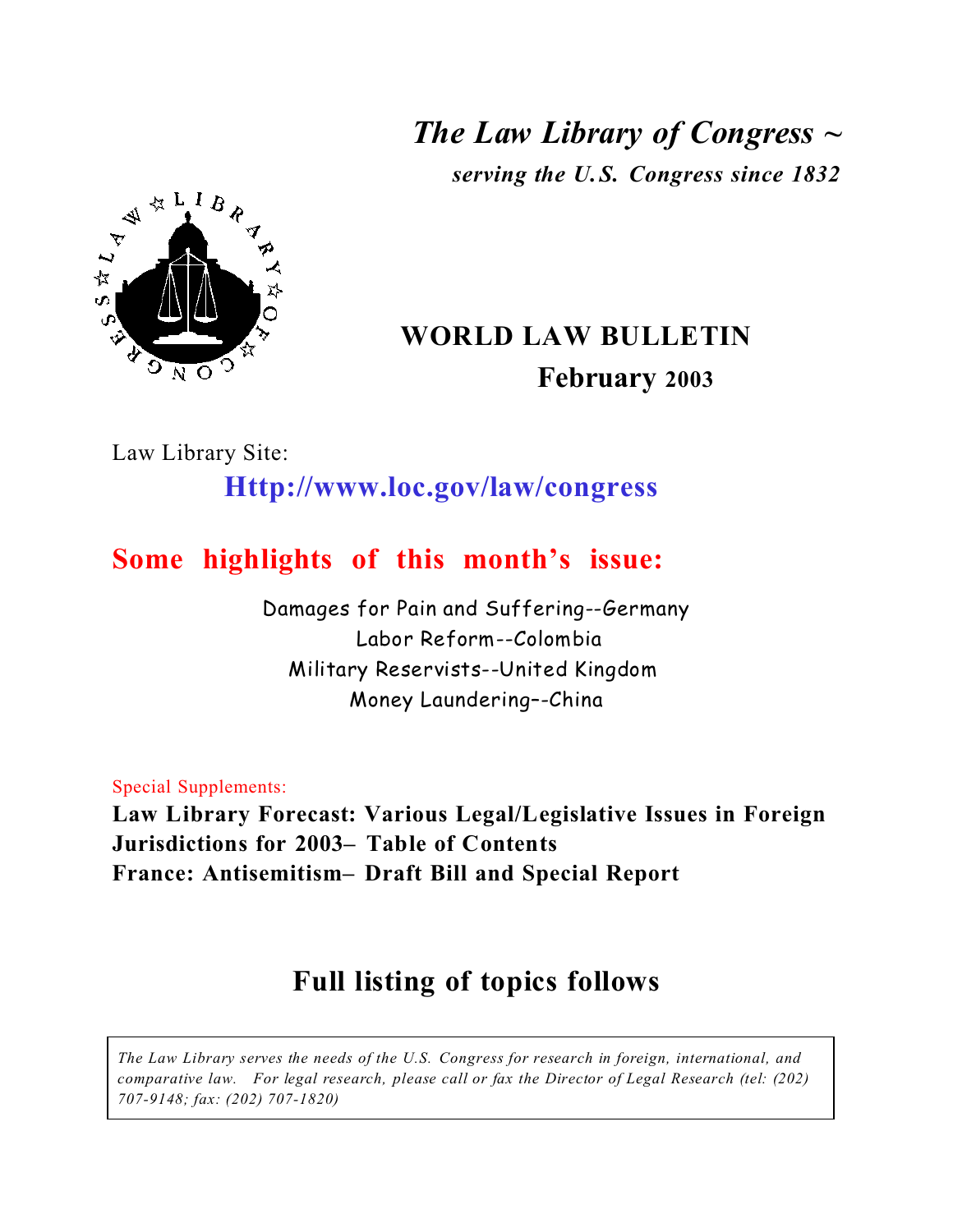*The Law Library of Congress ~*

***serving the U.S. Congress since 1832***

# WORLD LAW BULLETIN

## February 2003

Law Library Site:

**Http://www.loc.gov/law/congress**

## Some highlights of this month's issue:

Damages for Pain and Suffering--Germany
Labor Reform--Colombia
Military Reservists--United Kingdom
Money Laundering–-China

Special Supplements:

**Law Library Forecast: Various Legal/Legislative Issues in Foreign Jurisdictions for 2003– Table of Contents**
**France: Antisemitism– Draft Bill and Special Report**

## Full listing of topics follows

*The Law Library serves the needs of the U.S. Congress for research in foreign, international, and comparative law. For legal research, please call or fax the Director of Legal Research (tel: (202) 707-9148; fax: (202) 707-1820)*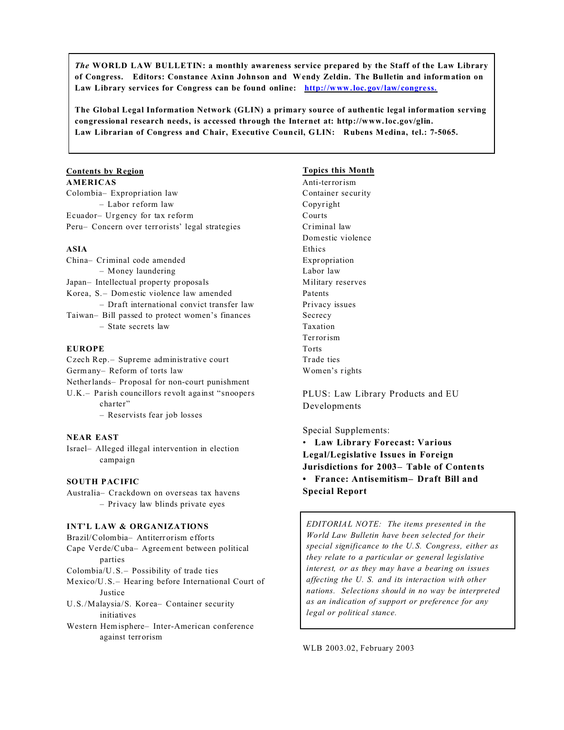*The* **WORLD LAW BULLETIN: a monthly awareness service prepared by the Staff of the Law Library of Congress. Editors: Constance Axinn Johnson and Wendy Zeldin. The Bulletin and information on Law Library services for Congress can be found online: [http://www.loc.gov/law/congress.](http://www.loc.gov/law/congress.)**

**The Global Legal Information Network (GLIN) a primary source of authentic legal information serving congressional research needs, is accessed through the Internet at: http://www.loc.gov/glin.**
**Law Librarian of Congress and Chair, Executive Council, GLIN: Rubens Medina, tel.: 7-5065.**

## Contents by Region

**AMERICAS**

Colombia– Expropriation law
– Labor reform law
Ecuador– Urgency for tax reform
Peru– Concern over terrorists' legal strategies

**ASIA**

China– Criminal code amended
– Money laundering
Japan– Intellectual property proposals
Korea, S.– Domestic violence law amended
– Draft international convict transfer law
Taiwan– Bill passed to protect women's finances
– State secrets law

**EUROPE**

Czech Rep.– Supreme administrative court
Germany– Reform of torts law
Netherlands– Proposal for non-court punishment
U.K.– Parish councillors revolt against "snoopers charter"
– Reservists fear job losses

**NEAR EAST**

Israel– Alleged illegal intervention in election campaign

**SOUTH PACIFIC**

Australia– Crackdown on overseas tax havens
– Privacy law blinds private eyes

**INT'L LAW & ORGANIZATIONS**

Brazil/Colombia– Antiterrorism efforts
Cape Verde/Cuba– Agreement between political parties
Colombia/U.S.– Possibility of trade ties
Mexico/U.S.– Hearing before International Court of Justice
U.S./Malaysia/S. Korea– Container security initiatives
Western Hemisphere– Inter-American conference against terrorism

## Topics this Month

Anti-terrorism
Container security
Copyright
Courts
Criminal law
Domestic violence
Ethics
Expropriation
Labor law
Military reserves
Patents
Privacy issues
Secrecy
Taxation
Terrorism
Torts
Trade ties
Women's rights

PLUS: Law Library Products and EU Developments

Special Supplements:

- **Law Library Forecast: Various Legal/Legislative Issues in Foreign Jurisdictions for 2003– Table of Contents**
- **France: Antisemitism– Draft Bill and Special Report**

*EDITORIAL NOTE: The items presented in the World Law Bulletin have been selected for their special significance to the U.S. Congress, either as they relate to a particular or general legislative interest, or as they may have a bearing on issues affecting the U. S. and its interaction with other nations. Selections should in no way be interpreted as an indication of support or preference for any legal or political stance.*

WLB 2003.02, February 2003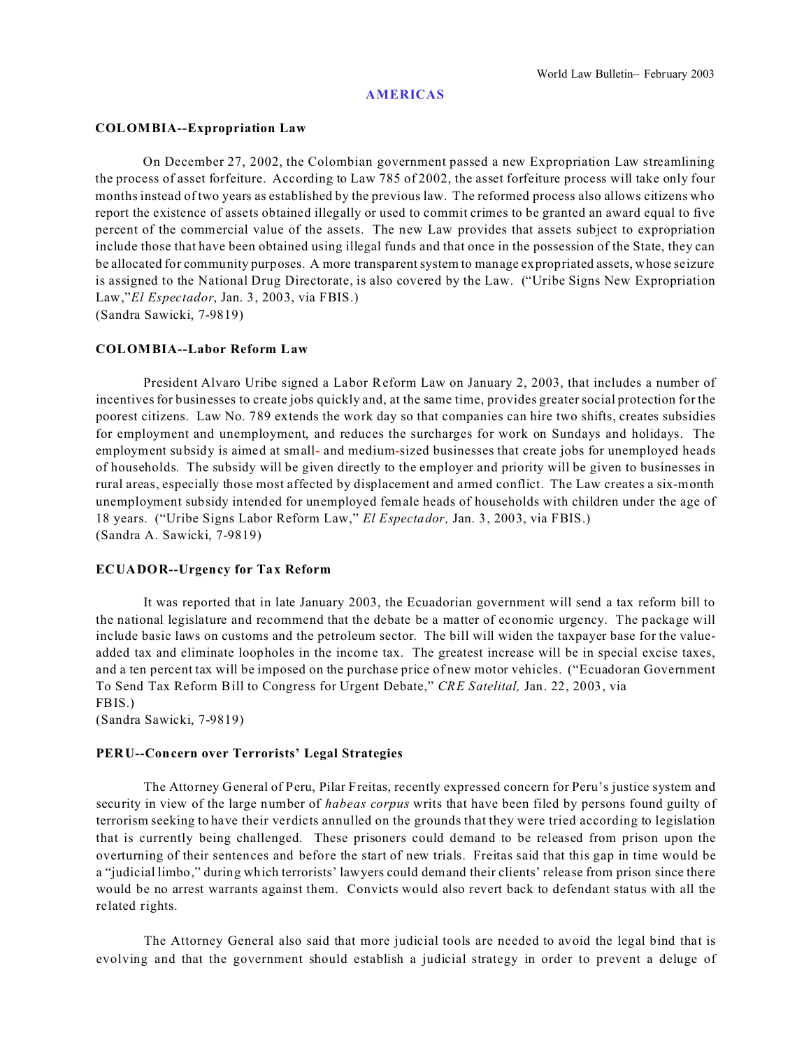## AMERICAS

### COLOMBIA--Expropriation Law

On December 27, 2002, the Colombian government passed a new Expropriation Law streamlining the process of asset forfeiture. According to Law 785 of 2002, the asset forfeiture process will take only four months instead of two years as established by the previous law. The reformed process also allows citizens who report the existence of assets obtained illegally or used to commit crimes to be granted an award equal to five percent of the commercial value of the assets. The new Law provides that assets subject to expropriation include those that have been obtained using illegal funds and that once in the possession of the State, they can be allocated for community purposes. A more transparent system to manage expropriated assets, whose seizure is assigned to the National Drug Directorate, is also covered by the Law. ("Uribe Signs New Expropriation Law," *El Espectador*, Jan. 3, 2003, via FBIS.)
(Sandra Sawicki, 7-9819)

### COLOMBIA--Labor Reform Law

President Alvaro Uribe signed a Labor Reform Law on January 2, 2003, that includes a number of incentives for businesses to create jobs quickly and, at the same time, provides greater social protection for the poorest citizens. Law No. 789 extends the work day so that companies can hire two shifts, creates subsidies for employment and unemployment, and reduces the surcharges for work on Sundays and holidays. The employment subsidy is aimed at small- and medium-sized businesses that create jobs for unemployed heads of households. The subsidy will be given directly to the employer and priority will be given to businesses in rural areas, especially those most affected by displacement and armed conflict. The Law creates a six-month unemployment subsidy intended for unemployed female heads of households with children under the age of 18 years. ("Uribe Signs Labor Reform Law," *El Espectador,* Jan. 3, 2003, via FBIS.)
(Sandra A. Sawicki, 7-9819)

### ECUADOR--Urgency for Tax Reform

It was reported that in late January 2003, the Ecuadorian government will send a tax reform bill to the national legislature and recommend that the debate be a matter of economic urgency. The package will include basic laws on customs and the petroleum sector. The bill will widen the taxpayer base for the value-added tax and eliminate loopholes in the income tax. The greatest increase will be in special excise taxes, and a ten percent tax will be imposed on the purchase price of new motor vehicles. ("Ecuadoran Government To Send Tax Reform Bill to Congress for Urgent Debate," *CRE Satelital,* Jan. 22, 2003, via FBIS.)
(Sandra Sawicki, 7-9819)

### PERU--Concern over Terrorists' Legal Strategies

The Attorney General of Peru, Pilar Freitas, recently expressed concern for Peru's justice system and security in view of the large number of *habeas corpus* writs that have been filed by persons found guilty of terrorism seeking to have their verdicts annulled on the grounds that they were tried according to legislation that is currently being challenged. These prisoners could demand to be released from prison upon the overturning of their sentences and before the start of new trials. Freitas said that this gap in time would be a "judicial limbo," during which terrorists' lawyers could demand their clients' release from prison since there would be no arrest warrants against them. Convicts would also revert back to defendant status with all the related rights.

The Attorney General also said that more judicial tools are needed to avoid the legal bind that is evolving and that the government should establish a judicial strategy in order to prevent a deluge of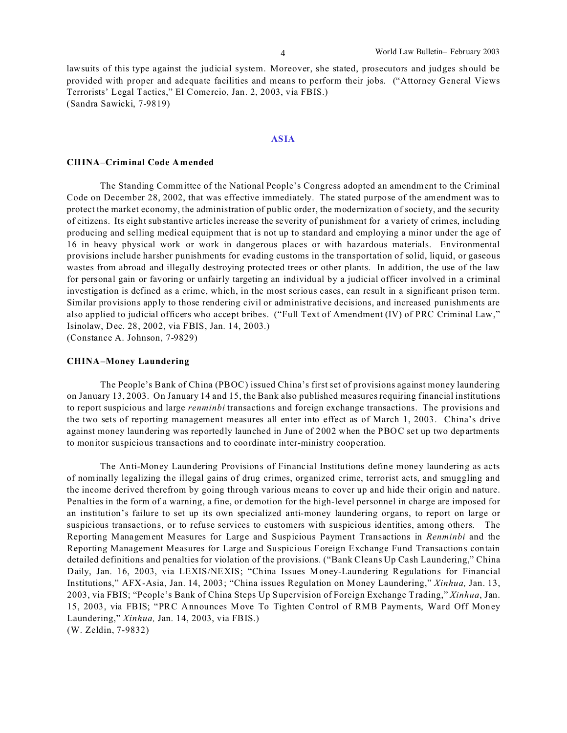lawsuits of this type against the judicial system. Moreover, she stated, prosecutors and judges should be provided with proper and adequate facilities and means to perform their jobs. ("Attorney General Views Terrorists' Legal Tactics," El Comercio, Jan. 2, 2003, via FBIS.)
(Sandra Sawicki, 7-9819)

## ASIA

### CHINA–Criminal Code Amended

The Standing Committee of the National People's Congress adopted an amendment to the Criminal Code on December 28, 2002, that was effective immediately. The stated purpose of the amendment was to protect the market economy, the administration of public order, the modernization of society, and the security of citizens. Its eight substantive articles increase the severity of punishment for a variety of crimes, including producing and selling medical equipment that is not up to standard and employing a minor under the age of 16 in heavy physical work or work in dangerous places or with hazardous materials. Environmental provisions include harsher punishments for evading customs in the transportation of solid, liquid, or gaseous wastes from abroad and illegally destroying protected trees or other plants. In addition, the use of the law for personal gain or favoring or unfairly targeting an individual by a judicial officer involved in a criminal investigation is defined as a crime, which, in the most serious cases, can result in a significant prison term. Similar provisions apply to those rendering civil or administrative decisions, and increased punishments are also applied to judicial officers who accept bribes. ("Full Text of Amendment (IV) of PRC Criminal Law," Isinolaw, Dec. 28, 2002, via FBIS, Jan. 14, 2003.)
(Constance A. Johnson, 7-9829)

### CHINA–Money Laundering

The People's Bank of China (PBOC) issued China's first set of provisions against money laundering on January 13, 2003. On January 14 and 15, the Bank also published measures requiring financial institutions to report suspicious and large *renminbi* transactions and foreign exchange transactions. The provisions and the two sets of reporting management measures all enter into effect as of March 1, 2003. China's drive against money laundering was reportedly launched in June of 2002 when the PBOC set up two departments to monitor suspicious transactions and to coordinate inter-ministry cooperation.

The Anti-Money Laundering Provisions of Financial Institutions define money laundering as acts of nominally legalizing the illegal gains of drug crimes, organized crime, terrorist acts, and smuggling and the income derived therefrom by going through various means to cover up and hide their origin and nature. Penalties in the form of a warning, a fine, or demotion for the high-level personnel in charge are imposed for an institution's failure to set up its own specialized anti-money laundering organs, to report on large or suspicious transactions, or to refuse services to customers with suspicious identities, among others. The Reporting Management Measures for Large and Suspicious Payment Transactions in *Renminbi* and the Reporting Management Measures for Large and Suspicious Foreign Exchange Fund Transactions contain detailed definitions and penalties for violation of the provisions. ("Bank Cleans Up Cash Laundering," China Daily, Jan. 16, 2003, via LEXIS/NEXIS; "China Issues Money-Laundering Regulations for Financial Institutions," AFX-Asia, Jan. 14, 2003; "China issues Regulation on Money Laundering," *Xinhua,* Jan. 13, 2003, via FBIS; "People's Bank of China Steps Up Supervision of Foreign Exchange Trading," *Xinhua*, Jan. 15, 2003, via FBIS; "PRC Announces Move To Tighten Control of RMB Payments, Ward Off Money Laundering," *Xinhua,* Jan. 14, 2003, via FBIS.)
(W. Zeldin, 7-9832)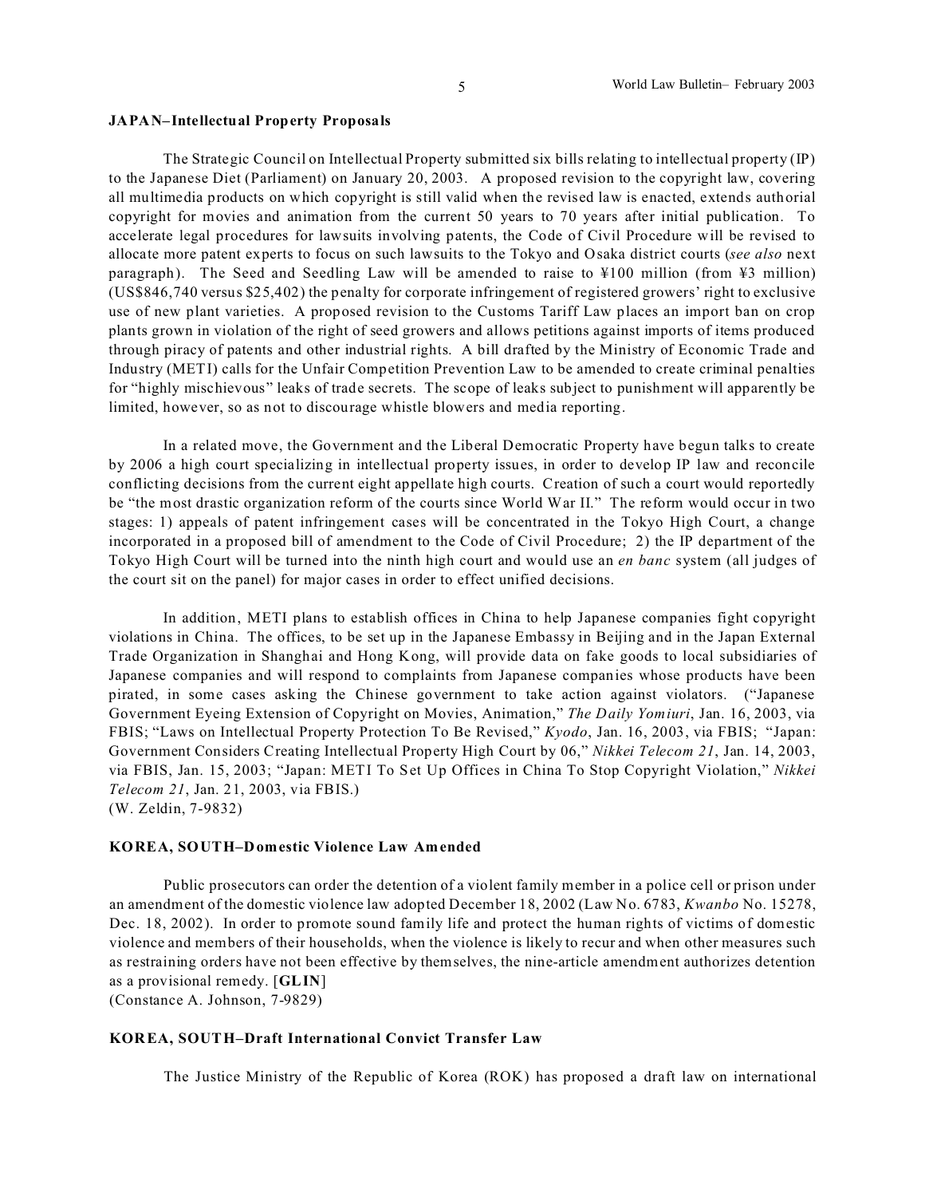**JAPAN–Intellectual Property Proposals**

The Strategic Council on Intellectual Property submitted six bills relating to intellectual property (IP) to the Japanese Diet (Parliament) on January 20, 2003. A proposed revision to the copyright law, covering all multimedia products on which copyright is still valid when the revised law is enacted, extends authorial copyright for movies and animation from the current 50 years to 70 years after initial publication. To accelerate legal procedures for lawsuits involving patents, the Code of Civil Procedure will be revised to allocate more patent experts to focus on such lawsuits to the Tokyo and Osaka district courts (*see also* next paragraph). The Seed and Seedling Law will be amended to raise to ¥100 million (from ¥3 million) (US$846,740 versus $25,402) the penalty for corporate infringement of registered growers' right to exclusive use of new plant varieties. A proposed revision to the Customs Tariff Law places an import ban on crop plants grown in violation of the right of seed growers and allows petitions against imports of items produced through piracy of patents and other industrial rights. A bill drafted by the Ministry of Economic Trade and Industry (METI) calls for the Unfair Competition Prevention Law to be amended to create criminal penalties for "highly mischievous" leaks of trade secrets. The scope of leaks subject to punishment will apparently be limited, however, so as not to discourage whistle blowers and media reporting.

In a related move, the Government and the Liberal Democratic Property have begun talks to create by 2006 a high court specializing in intellectual property issues, in order to develop IP law and reconcile conflicting decisions from the current eight appellate high courts. Creation of such a court would reportedly be "the most drastic organization reform of the courts since World War II." The reform would occur in two stages: 1) appeals of patent infringement cases will be concentrated in the Tokyo High Court, a change incorporated in a proposed bill of amendment to the Code of Civil Procedure; 2) the IP department of the Tokyo High Court will be turned into the ninth high court and would use an *en banc* system (all judges of the court sit on the panel) for major cases in order to effect unified decisions.

In addition, METI plans to establish offices in China to help Japanese companies fight copyright violations in China. The offices, to be set up in the Japanese Embassy in Beijing and in the Japan External Trade Organization in Shanghai and Hong Kong, will provide data on fake goods to local subsidiaries of Japanese companies and will respond to complaints from Japanese companies whose products have been pirated, in some cases asking the Chinese government to take action against violators. ("Japanese Government Eyeing Extension of Copyright on Movies, Animation," *The Daily Yomiuri*, Jan. 16, 2003, via FBIS; "Laws on Intellectual Property Protection To Be Revised," *Kyodo*, Jan. 16, 2003, via FBIS; "Japan: Government Considers Creating Intellectual Property High Court by 06," *Nikkei Telecom 21*, Jan. 14, 2003, via FBIS, Jan. 15, 2003; "Japan: METI To Set Up Offices in China To Stop Copyright Violation," *Nikkei Telecom 21*, Jan. 21, 2003, via FBIS.)
(W. Zeldin, 7-9832)

**KOREA, SOUTH–Domestic Violence Law Amended**

Public prosecutors can order the detention of a violent family member in a police cell or prison under an amendment of the domestic violence law adopted December 18, 2002 (Law No. 6783, *Kwanbo* No. 15278, Dec. 18, 2002). In order to promote sound family life and protect the human rights of victims of domestic violence and members of their households, when the violence is likely to recur and when other measures such as restraining orders have not been effective by themselves, the nine-article amendment authorizes detention as a provisional remedy. [**GLIN**]
(Constance A. Johnson, 7-9829)

**KOREA, SOUTH–Draft International Convict Transfer Law**

The Justice Ministry of the Republic of Korea (ROK) has proposed a draft law on international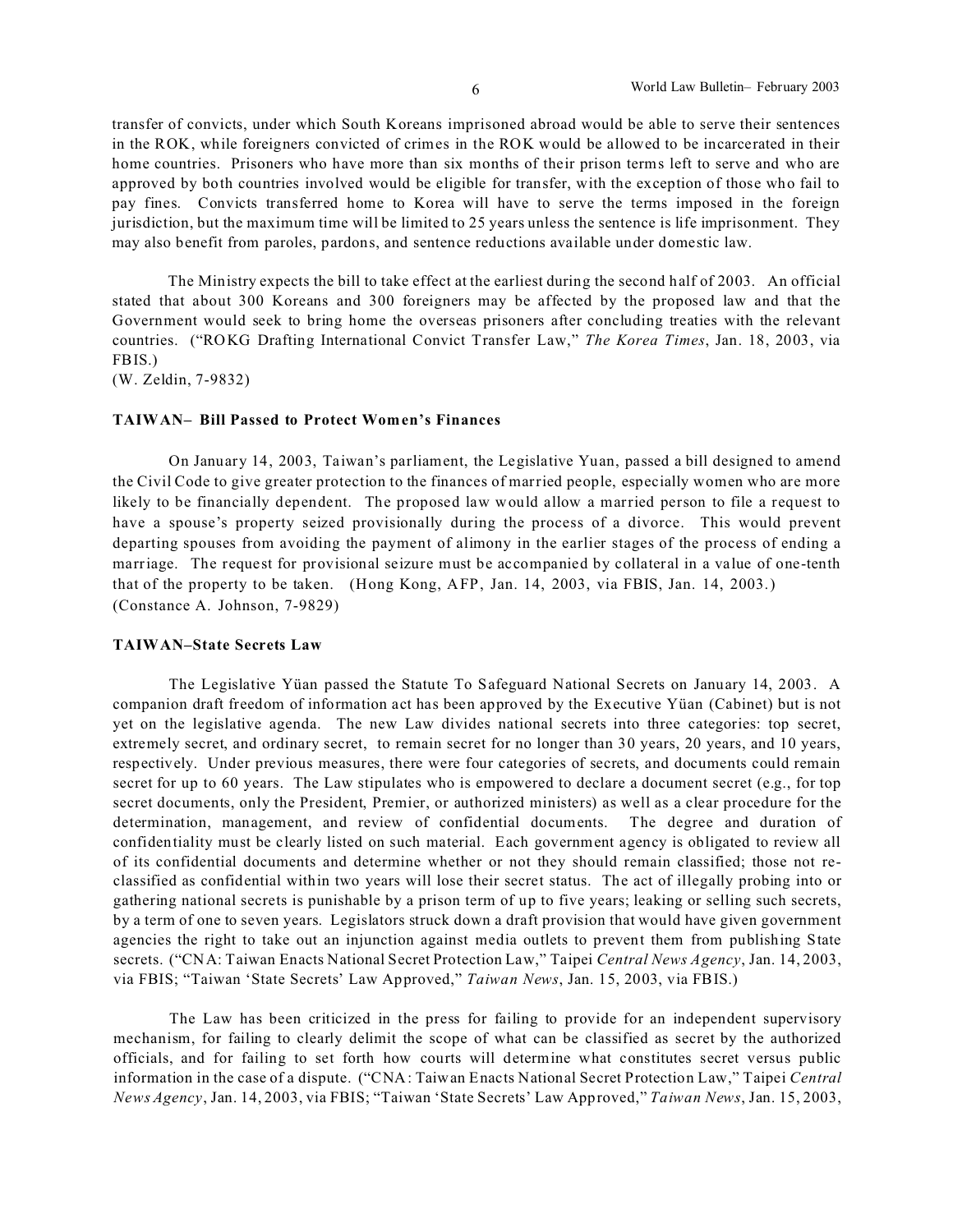transfer of convicts, under which South Koreans imprisoned abroad would be able to serve their sentences in the ROK, while foreigners convicted of crimes in the ROK would be allowed to be incarcerated in their home countries. Prisoners who have more than six months of their prison terms left to serve and who are approved by both countries involved would be eligible for transfer, with the exception of those who fail to pay fines. Convicts transferred home to Korea will have to serve the terms imposed in the foreign jurisdiction, but the maximum time will be limited to 25 years unless the sentence is life imprisonment. They may also benefit from paroles, pardons, and sentence reductions available under domestic law.

The Ministry expects the bill to take effect at the earliest during the second half of 2003. An official stated that about 300 Koreans and 300 foreigners may be affected by the proposed law and that the Government would seek to bring home the overseas prisoners after concluding treaties with the relevant countries. ("ROKG Drafting International Convict Transfer Law," *The Korea Times*, Jan. 18, 2003, via FBIS.)
(W. Zeldin, 7-9832)

**TAIWAN– Bill Passed to Protect Women's Finances**

On January 14, 2003, Taiwan's parliament, the Legislative Yuan, passed a bill designed to amend the Civil Code to give greater protection to the finances of married people, especially women who are more likely to be financially dependent. The proposed law would allow a married person to file a request to have a spouse's property seized provisionally during the process of a divorce. This would prevent departing spouses from avoiding the payment of alimony in the earlier stages of the process of ending a marriage. The request for provisional seizure must be accompanied by collateral in a value of one-tenth that of the property to be taken. (Hong Kong, AFP, Jan. 14, 2003, via FBIS, Jan. 14, 2003.)
(Constance A. Johnson, 7-9829)

**TAIWAN–State Secrets Law**

The Legislative Yüan passed the Statute To Safeguard National Secrets on January 14, 2003. A companion draft freedom of information act has been approved by the Executive Yüan (Cabinet) but is not yet on the legislative agenda. The new Law divides national secrets into three categories: top secret, extremely secret, and ordinary secret, to remain secret for no longer than 30 years, 20 years, and 10 years, respectively. Under previous measures, there were four categories of secrets, and documents could remain secret for up to 60 years. The Law stipulates who is empowered to declare a document secret (e.g., for top secret documents, only the President, Premier, or authorized ministers) as well as a clear procedure for the determination, management, and review of confidential documents. The degree and duration of confidentiality must be clearly listed on such material. Each government agency is obligated to review all of its confidential documents and determine whether or not they should remain classified; those not re-classified as confidential within two years will lose their secret status. The act of illegally probing into or gathering national secrets is punishable by a prison term of up to five years; leaking or selling such secrets, by a term of one to seven years. Legislators struck down a draft provision that would have given government agencies the right to take out an injunction against media outlets to prevent them from publishing State secrets. ("CNA: Taiwan Enacts National Secret Protection Law," Taipei *Central News Agency*, Jan. 14, 2003, via FBIS; "Taiwan 'State Secrets' Law Approved," *Taiwan News*, Jan. 15, 2003, via FBIS.)

The Law has been criticized in the press for failing to provide for an independent supervisory mechanism, for failing to clearly delimit the scope of what can be classified as secret by the authorized officials, and for failing to set forth how courts will determine what constitutes secret versus public information in the case of a dispute. ("CNA: Taiwan Enacts National Secret Protection Law," Taipei *Central News Agency*, Jan. 14, 2003, via FBIS; "Taiwan 'State Secrets' Law Approved," *Taiwan News*, Jan. 15, 2003,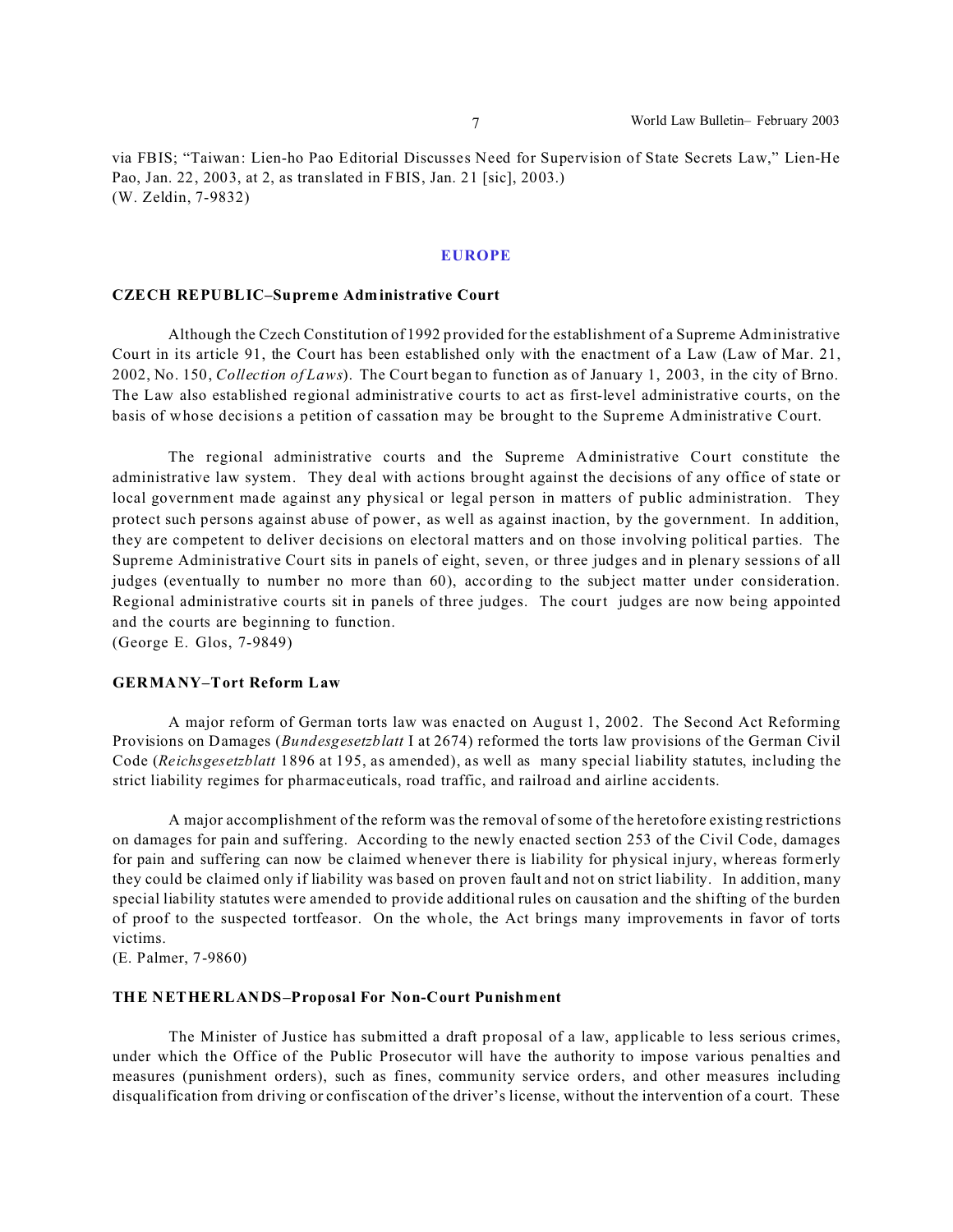via FBIS; "Taiwan: Lien-ho Pao Editorial Discusses Need for Supervision of State Secrets Law," Lien-He Pao, Jan. 22, 2003, at 2, as translated in FBIS, Jan. 21 [sic], 2003.)
(W. Zeldin, 7-9832)

## EUROPE

### CZECH REPUBLIC–Supreme Administrative Court

Although the Czech Constitution of 1992 provided for the establishment of a Supreme Administrative Court in its article 91, the Court has been established only with the enactment of a Law (Law of Mar. 21, 2002, No. 150, *Collection of Laws*). The Court began to function as of January 1, 2003, in the city of Brno. The Law also established regional administrative courts to act as first-level administrative courts, on the basis of whose decisions a petition of cassation may be brought to the Supreme Administrative Court.

The regional administrative courts and the Supreme Administrative Court constitute the administrative law system. They deal with actions brought against the decisions of any office of state or local government made against any physical or legal person in matters of public administration. They protect such persons against abuse of power, as well as against inaction, by the government. In addition, they are competent to deliver decisions on electoral matters and on those involving political parties. The Supreme Administrative Court sits in panels of eight, seven, or three judges and in plenary sessions of all judges (eventually to number no more than 60), according to the subject matter under consideration. Regional administrative courts sit in panels of three judges. The court judges are now being appointed and the courts are beginning to function.
(George E. Glos, 7-9849)

### GERMANY–Tort Reform Law

A major reform of German torts law was enacted on August 1, 2002. The Second Act Reforming Provisions on Damages (*Bundesgesetzblatt* I at 2674) reformed the torts law provisions of the German Civil Code (*Reichsgesetzblatt* 1896 at 195, as amended), as well as many special liability statutes, including the strict liability regimes for pharmaceuticals, road traffic, and railroad and airline accidents.

A major accomplishment of the reform was the removal of some of the heretofore existing restrictions on damages for pain and suffering. According to the newly enacted section 253 of the Civil Code, damages for pain and suffering can now be claimed whenever there is liability for physical injury, whereas formerly they could be claimed only if liability was based on proven fault and not on strict liability. In addition, many special liability statutes were amended to provide additional rules on causation and the shifting of the burden of proof to the suspected tortfeasor. On the whole, the Act brings many improvements in favor of torts victims.
(E. Palmer, 7-9860)

### THE NETHERLANDS–Proposal For Non-Court Punishment

The Minister of Justice has submitted a draft proposal of a law, applicable to less serious crimes, under which the Office of the Public Prosecutor will have the authority to impose various penalties and measures (punishment orders), such as fines, community service orders, and other measures including disqualification from driving or confiscation of the driver's license, without the intervention of a court. These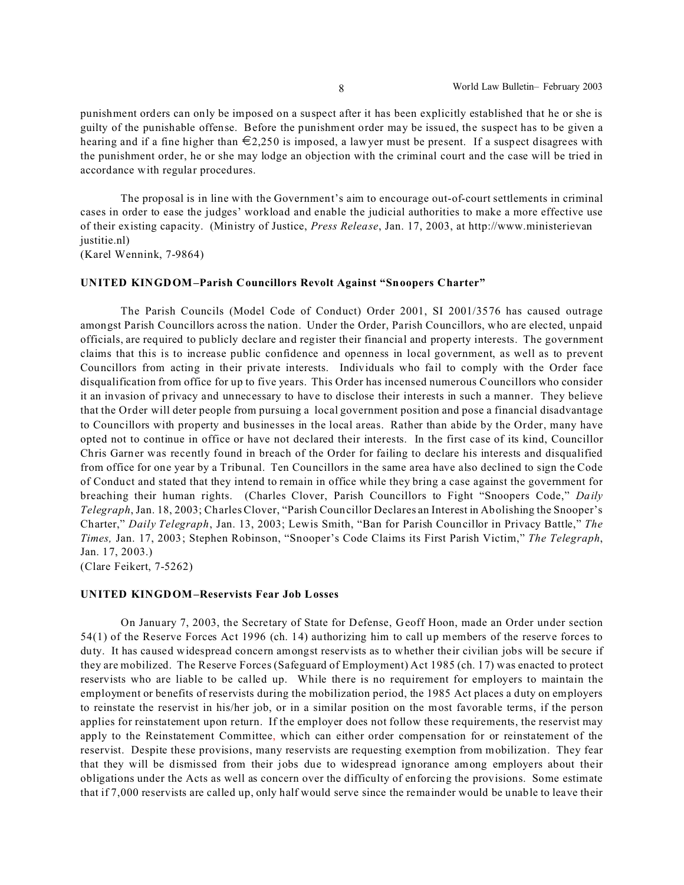punishment orders can only be imposed on a suspect after it has been explicitly established that he or she is guilty of the punishable offense. Before the punishment order may be issued, the suspect has to be given a hearing and if a fine higher than €2,250 is imposed, a lawyer must be present. If a suspect disagrees with the punishment order, he or she may lodge an objection with the criminal court and the case will be tried in accordance with regular procedures.

The proposal is in line with the Government's aim to encourage out-of-court settlements in criminal cases in order to ease the judges' workload and enable the judicial authorities to make a more effective use of their existing capacity. (Ministry of Justice, *Press Release*, Jan. 17, 2003, at http://www.ministerievan justitie.nl)
(Karel Wennink, 7-9864)

**UNITED KINGDOM–Parish Councillors Revolt Against "Snoopers Charter"**

The Parish Councils (Model Code of Conduct) Order 2001, SI 2001/3576 has caused outrage amongst Parish Councillors across the nation. Under the Order, Parish Councillors, who are elected, unpaid officials, are required to publicly declare and register their financial and property interests. The government claims that this is to increase public confidence and openness in local government, as well as to prevent Councillors from acting in their private interests. Individuals who fail to comply with the Order face disqualification from office for up to five years. This Order has incensed numerous Councillors who consider it an invasion of privacy and unnecessary to have to disclose their interests in such a manner. They believe that the Order will deter people from pursuing a local government position and pose a financial disadvantage to Councillors with property and businesses in the local areas. Rather than abide by the Order, many have opted not to continue in office or have not declared their interests. In the first case of its kind, Councillor Chris Garner was recently found in breach of the Order for failing to declare his interests and disqualified from office for one year by a Tribunal. Ten Councillors in the same area have also declined to sign the Code of Conduct and stated that they intend to remain in office while they bring a case against the government for breaching their human rights. (Charles Clover, Parish Councillors to Fight "Snoopers Code," *Daily Telegraph*, Jan. 18, 2003; Charles Clover, "Parish Councillor Declares an Interest in Abolishing the Snooper's Charter," *Daily Telegraph*, Jan. 13, 2003; Lewis Smith, "Ban for Parish Councillor in Privacy Battle," *The Times,* Jan. 17, 2003; Stephen Robinson, "Snooper's Code Claims its First Parish Victim," *The Telegraph*, Jan. 17, 2003.)
(Clare Feikert, 7-5262)

**UNITED KINGDOM–Reservists Fear Job Losses**

On January 7, 2003, the Secretary of State for Defense, Geoff Hoon, made an Order under section 54(1) of the Reserve Forces Act 1996 (ch. 14) authorizing him to call up members of the reserve forces to duty. It has caused widespread concern amongst reservists as to whether their civilian jobs will be secure if they are mobilized. The Reserve Forces (Safeguard of Employment) Act 1985 (ch. 17) was enacted to protect reservists who are liable to be called up. While there is no requirement for employers to maintain the employment or benefits of reservists during the mobilization period, the 1985 Act places a duty on employers to reinstate the reservist in his/her job, or in a similar position on the most favorable terms, if the person applies for reinstatement upon return. If the employer does not follow these requirements, the reservist may apply to the Reinstatement Committee, which can either order compensation for or reinstatement of the reservist. Despite these provisions, many reservists are requesting exemption from mobilization. They fear that they will be dismissed from their jobs due to widespread ignorance among employers about their obligations under the Acts as well as concern over the difficulty of enforcing the provisions. Some estimate that if 7,000 reservists are called up, only half would serve since the remainder would be unable to leave their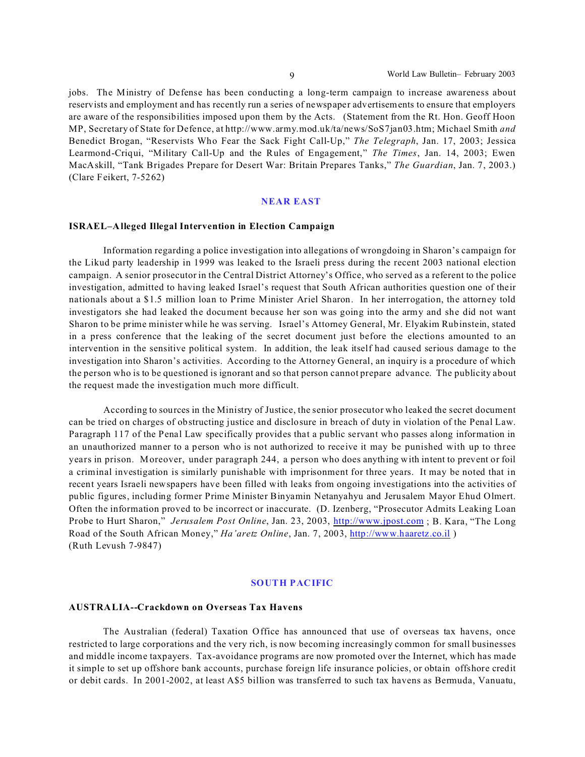jobs. The Ministry of Defense has been conducting a long-term campaign to increase awareness about reservists and employment and has recently run a series of newspaper advertisements to ensure that employers are aware of the responsibilities imposed upon them by the Acts. (Statement from the Rt. Hon. Geoff Hoon MP, Secretary of State for Defence, at http://www.army.mod.uk/ta/news/SoS7jan03.htm; Michael Smith *and* Benedict Brogan, "Reservists Who Fear the Sack Fight Call-Up," *The Telegraph*, Jan. 17, 2003; Jessica Learmond-Criqui, "Military Call-Up and the Rules of Engagement," *The Times*, Jan. 14, 2003; Ewen MacAskill, "Tank Brigades Prepare for Desert War: Britain Prepares Tanks," *The Guardian*, Jan. 7, 2003.) (Clare Feikert, 7-5262)

## NEAR EAST

### ISRAEL–Alleged Illegal Intervention in Election Campaign

Information regarding a police investigation into allegations of wrongdoing in Sharon's campaign for the Likud party leadership in 1999 was leaked to the Israeli press during the recent 2003 national election campaign. A senior prosecutor in the Central District Attorney's Office, who served as a referent to the police investigation, admitted to having leaked Israel's request that South African authorities question one of their nationals about a $1.5 million loan to Prime Minister Ariel Sharon. In her interrogation, the attorney told investigators she had leaked the document because her son was going into the army and she did not want Sharon to be prime minister while he was serving. Israel's Attorney General, Mr. Elyakim Rubinstein, stated in a press conference that the leaking of the secret document just before the elections amounted to an intervention in the sensitive political system. In addition, the leak itself had caused serious damage to the investigation into Sharon's activities. According to the Attorney General, an inquiry is a procedure of which the person who is to be questioned is ignorant and so that person cannot prepare advance. The publicity about the request made the investigation much more difficult.

According to sources in the Ministry of Justice, the senior prosecutor who leaked the secret document can be tried on charges of obstructing justice and disclosure in breach of duty in violation of the Penal Law. Paragraph 117 of the Penal Law specifically provides that a public servant who passes along information in an unauthorized manner to a person who is not authorized to receive it may be punished with up to three years in prison. Moreover, under paragraph 244, a person who does anything with intent to prevent or foil a criminal investigation is similarly punishable with imprisonment for three years. It may be noted that in recent years Israeli newspapers have been filled with leaks from ongoing investigations into the activities of public figures, including former Prime Minister Binyamin Netanyahu and Jerusalem Mayor Ehud Olmert. Often the information proved to be incorrect or inaccurate. (D. Izenberg, "Prosecutor Admits Leaking Loan Probe to Hurt Sharon," *Jerusalem Post Online*, Jan. 23, 2003, http://www.jpost.com ; B. Kara, "The Long Road of the South African Money," *Ha'aretz Online*, Jan. 7, 2003, http://www.haaretz.co.il )
(Ruth Levush 7-9847)

## SOUTH PACIFIC

### AUSTRALIA--Crackdown on Overseas Tax Havens

The Australian (federal) Taxation Office has announced that use of overseas tax havens, once restricted to large corporations and the very rich, is now becoming increasingly common for small businesses and middle income taxpayers. Tax-avoidance programs are now promoted over the Internet, which has made it simple to set up offshore bank accounts, purchase foreign life insurance policies, or obtain offshore credit or debit cards. In 2001-2002, at least A$5 billion was transferred to such tax havens as Bermuda, Vanuatu,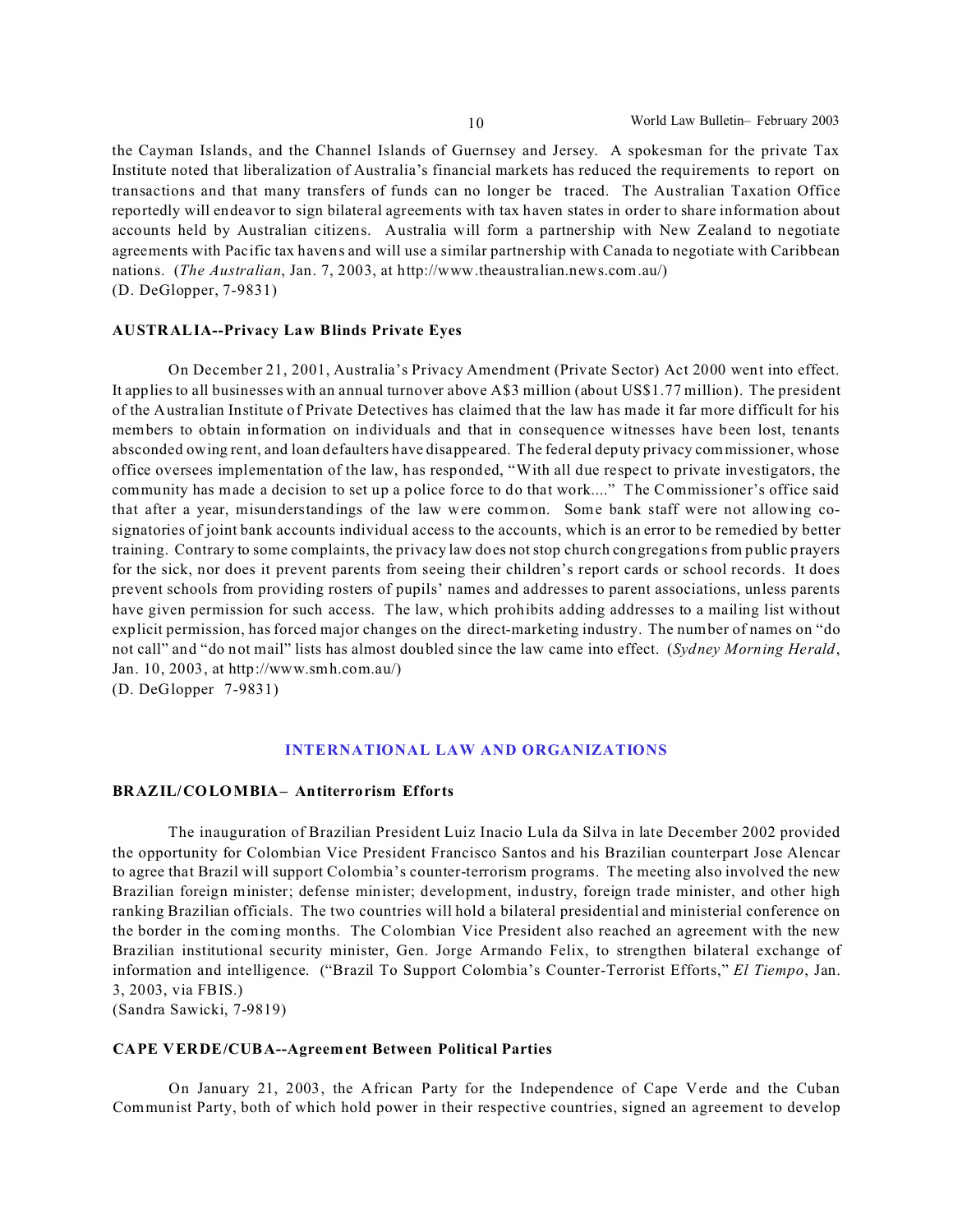the Cayman Islands, and the Channel Islands of Guernsey and Jersey. A spokesman for the private Tax Institute noted that liberalization of Australia's financial markets has reduced the requirements to report on transactions and that many transfers of funds can no longer be traced. The Australian Taxation Office reportedly will endeavor to sign bilateral agreements with tax haven states in order to share information about accounts held by Australian citizens. Australia will form a partnership with New Zealand to negotiate agreements with Pacific tax havens and will use a similar partnership with Canada to negotiate with Caribbean nations. (*The Australian*, Jan. 7, 2003, at http://www.theaustralian.news.com.au/)
(D. DeGlopper, 7-9831)

**AUSTRALIA--Privacy Law Blinds Private Eyes**

On December 21, 2001, Australia's Privacy Amendment (Private Sector) Act 2000 went into effect. It applies to all businesses with an annual turnover above A$3 million (about US$1.77 million). The president of the Australian Institute of Private Detectives has claimed that the law has made it far more difficult for his members to obtain information on individuals and that in consequence witnesses have been lost, tenants absconded owing rent, and loan defaulters have disappeared. The federal deputy privacy commissioner, whose office oversees implementation of the law, has responded, "With all due respect to private investigators, the community has made a decision to set up a police force to do that work...." The Commissioner's office said that after a year, misunderstandings of the law were common. Some bank staff were not allowing co-signatories of joint bank accounts individual access to the accounts, which is an error to be remedied by better training. Contrary to some complaints, the privacy law does not stop church congregations from public prayers for the sick, nor does it prevent parents from seeing their children's report cards or school records. It does prevent schools from providing rosters of pupils' names and addresses to parent associations, unless parents have given permission for such access. The law, which prohibits adding addresses to a mailing list without explicit permission, has forced major changes on the direct-marketing industry. The number of names on "do not call" and "do not mail" lists has almost doubled since the law came into effect. (*Sydney Morning Herald*, Jan. 10, 2003, at http://www.smh.com.au/)
(D. DeGlopper 7-9831)

## INTERNATIONAL LAW AND ORGANIZATIONS

**BRAZIL/COLOMBIA– Antiterrorism Efforts**

The inauguration of Brazilian President Luiz Inacio Lula da Silva in late December 2002 provided the opportunity for Colombian Vice President Francisco Santos and his Brazilian counterpart Jose Alencar to agree that Brazil will support Colombia's counter-terrorism programs. The meeting also involved the new Brazilian foreign minister; defense minister; development, industry, foreign trade minister, and other high ranking Brazilian officials. The two countries will hold a bilateral presidential and ministerial conference on the border in the coming months. The Colombian Vice President also reached an agreement with the new Brazilian institutional security minister, Gen. Jorge Armando Felix, to strengthen bilateral exchange of information and intelligence. ("Brazil To Support Colombia's Counter-Terrorist Efforts," *El Tiempo*, Jan. 3, 2003, via FBIS.)
(Sandra Sawicki, 7-9819)

**CAPE VERDE/CUBA--Agreement Between Political Parties**

On January 21, 2003, the African Party for the Independence of Cape Verde and the Cuban Communist Party, both of which hold power in their respective countries, signed an agreement to develop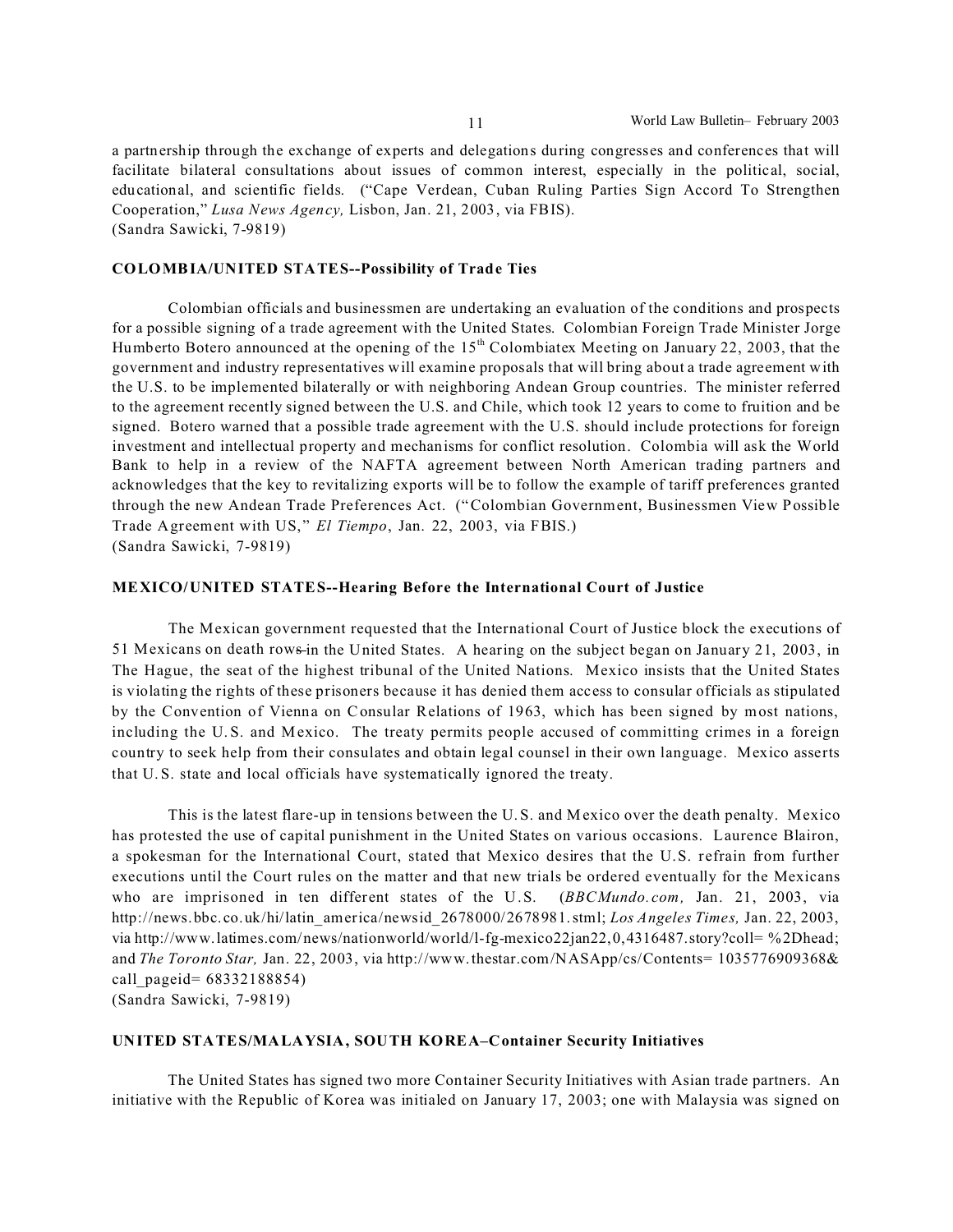a partnership through the exchange of experts and delegations during congresses and conferences that will facilitate bilateral consultations about issues of common interest, especially in the political, social, educational, and scientific fields. ("Cape Verdean, Cuban Ruling Parties Sign Accord To Strengthen Cooperation," *Lusa News Agency,* Lisbon, Jan. 21, 2003, via FBIS).
(Sandra Sawicki, 7-9819)

**COLOMBIA/UNITED STATES--Possibility of Trade Ties**

Colombian officials and businessmen are undertaking an evaluation of the conditions and prospects for a possible signing of a trade agreement with the United States. Colombian Foreign Trade Minister Jorge Humberto Botero announced at the opening of the 15th Colombiatex Meeting on January 22, 2003, that the government and industry representatives will examine proposals that will bring about a trade agreement with the U.S. to be implemented bilaterally or with neighboring Andean Group countries. The minister referred to the agreement recently signed between the U.S. and Chile, which took 12 years to come to fruition and be signed. Botero warned that a possible trade agreement with the U.S. should include protections for foreign investment and intellectual property and mechanisms for conflict resolution. Colombia will ask the World Bank to help in a review of the NAFTA agreement between North American trading partners and acknowledges that the key to revitalizing exports will be to follow the example of tariff preferences granted through the new Andean Trade Preferences Act. ("Colombian Government, Businessmen View Possible Trade Agreement with US," *El Tiempo*, Jan. 22, 2003, via FBIS.)
(Sandra Sawicki, 7-9819)

**MEXICO/UNITED STATES--Hearing Before the International Court of Justice**

The Mexican government requested that the International Court of Justice block the executions of 51 Mexicans on death rows in the United States. A hearing on the subject began on January 21, 2003, in The Hague, the seat of the highest tribunal of the United Nations. Mexico insists that the United States is violating the rights of these prisoners because it has denied them access to consular officials as stipulated by the Convention of Vienna on Consular Relations of 1963, which has been signed by most nations, including the U.S. and Mexico. The treaty permits people accused of committing crimes in a foreign country to seek help from their consulates and obtain legal counsel in their own language. Mexico asserts that U.S. state and local officials have systematically ignored the treaty.

This is the latest flare-up in tensions between the U.S. and Mexico over the death penalty. Mexico has protested the use of capital punishment in the United States on various occasions. Laurence Blairon, a spokesman for the International Court, stated that Mexico desires that the U.S. refrain from further executions until the Court rules on the matter and that new trials be ordered eventually for the Mexicans who are imprisoned in ten different states of the U.S. (*BBCMundo.com,* Jan. 21, 2003, via http://news.bbc.co.uk/hi/latin_america/newsid_2678000/2678981.stml; *Los Angeles Times,* Jan. 22, 2003, via http://www.latimes.com/news/nationworld/world/l-fg-mexico22jan22,0,4316487.story?coll= %2Dhead; and *The Toronto Star,* Jan. 22, 2003, via http://www.thestar.com/NASApp/cs/Contents= 1035776909368& call_pageid= 68332188854)
(Sandra Sawicki, 7-9819)

**UNITED STATES/MALAYSIA, SOUTH KOREA–Container Security Initiatives**

The United States has signed two more Container Security Initiatives with Asian trade partners. An initiative with the Republic of Korea was initialed on January 17, 2003; one with Malaysia was signed on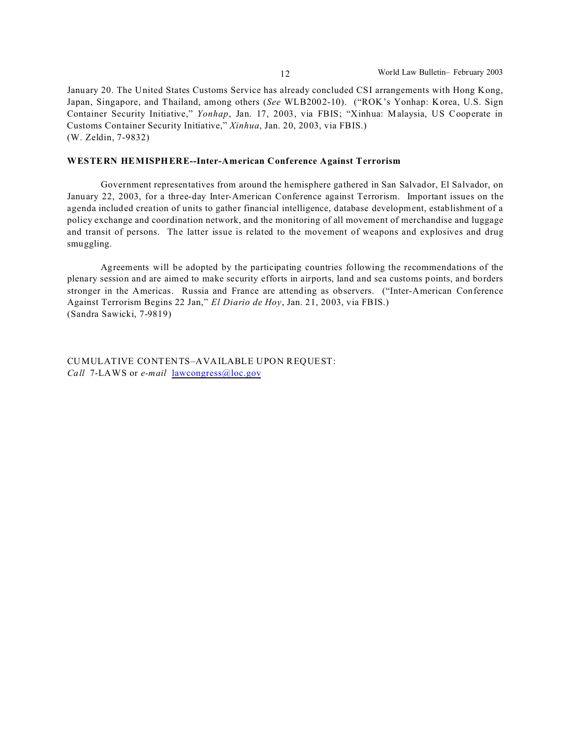January 20. The United States Customs Service has already concluded CSI arrangements with Hong Kong, Japan, Singapore, and Thailand, among others (*See* WLB2002-10). ("ROK's Yonhap: Korea, U.S. Sign Container Security Initiative," *Yonhap*, Jan. 17, 2003, via FBIS; "Xinhua: Malaysia, US Cooperate in Customs Container Security Initiative," *Xinhua*, Jan. 20, 2003, via FBIS.)
(W. Zeldin, 7-9832)

**WESTERN HEMISPHERE--Inter-American Conference Against Terrorism**

Government representatives from around the hemisphere gathered in San Salvador, El Salvador, on January 22, 2003, for a three-day Inter-American Conference against Terrorism. Important issues on the agenda included creation of units to gather financial intelligence, database development, establishment of a policy exchange and coordination network, and the monitoring of all movement of merchandise and luggage and transit of persons. The latter issue is related to the movement of weapons and explosives and drug smuggling.

Agreements will be adopted by the participating countries following the recommendations of the plenary session and are aimed to make security efforts in airports, land and sea customs points, and borders stronger in the Americas. Russia and France are attending as observers. ("Inter-American Conference Against Terrorism Begins 22 Jan," *El Diario de Hoy*, Jan. 21, 2003, via FBIS.)
(Sandra Sawicki, 7-9819)

CUMULATIVE CONTENTS–AVAILABLE UPON REQUEST:
*Call* 7-LAWS or *e-mail* lawcongress@loc.gov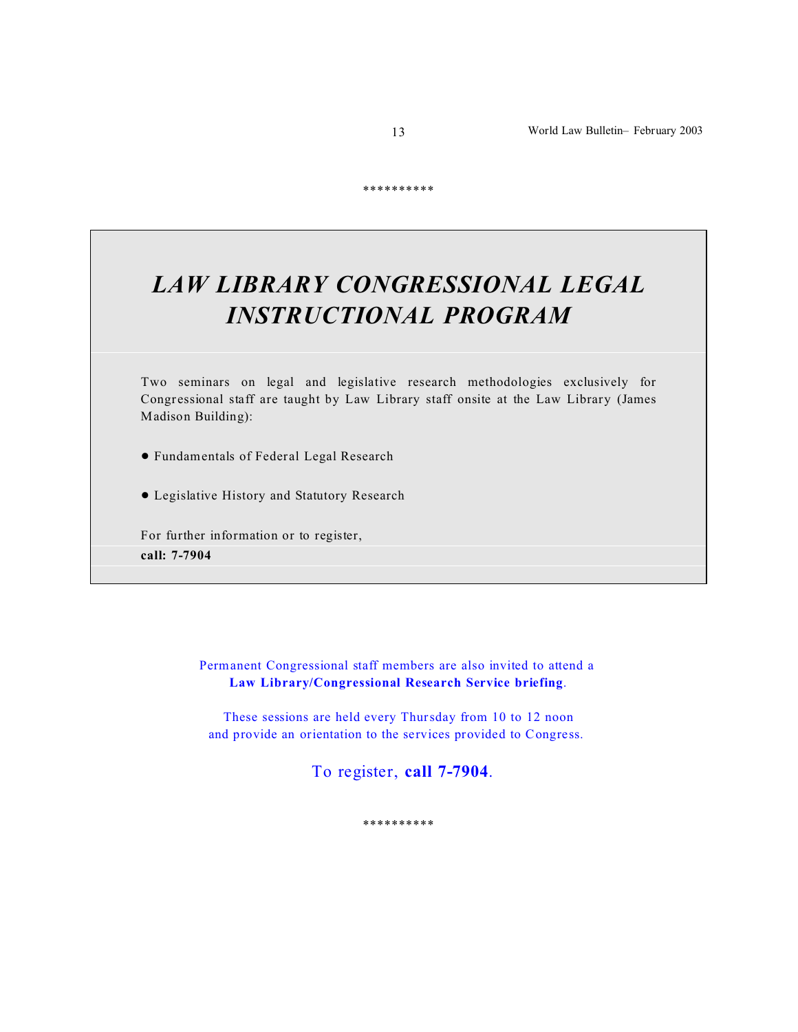\*\*\*\*\*\*\*\*\*\*

# *LAW LIBRARY CONGRESSIONAL LEGAL INSTRUCTIONAL PROGRAM*

Two seminars on legal and legislative research methodologies exclusively for Congressional staff are taught by Law Library staff onsite at the Law Library (James Madison Building):

- Fundamentals of Federal Legal Research
- Legislative History and Statutory Research

For further information or to register,
**call: 7-7904**

Permanent Congressional staff members are also invited to attend a **Law Library/Congressional Research Service briefing**.

These sessions are held every Thursday from 10 to 12 noon and provide an orientation to the services provided to Congress.

To register, **call 7-7904**.

\*\*\*\*\*\*\*\*\*\*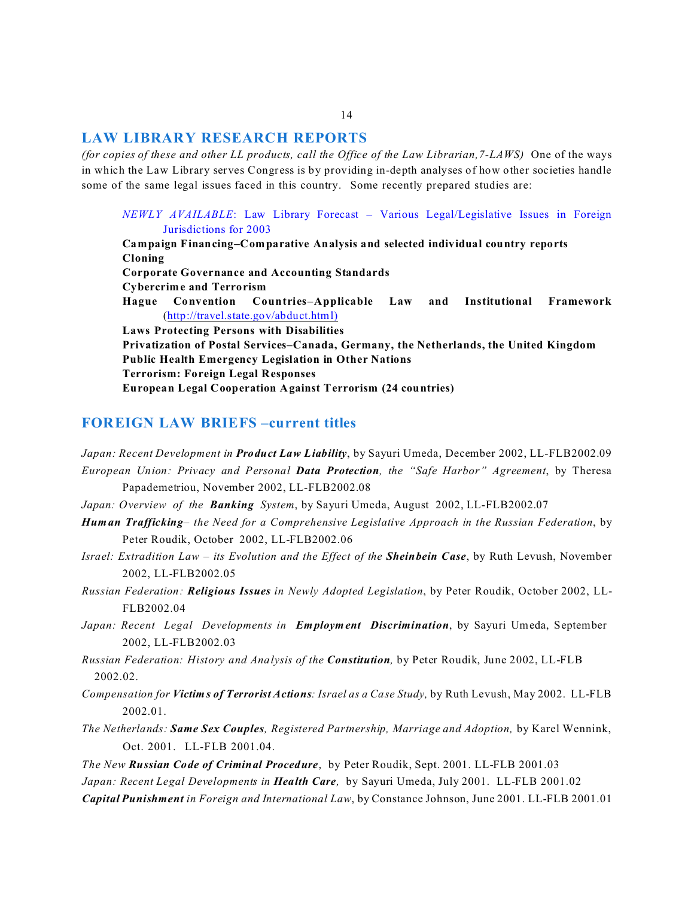## LAW LIBRARY RESEARCH REPORTS

*(for copies of these and other LL products, call the Office of the Law Librarian, 7-LAWS)* One of the ways in which the Law Library serves Congress is by providing in-depth analyses of how other societies handle some of the same legal issues faced in this country. Some recently prepared studies are:

*NEWLY AVAILABLE*: Law Library Forecast – Various Legal/Legislative Issues in Foreign Jurisdictions for 2003

**Campaign Financing–Comparative Analysis and selected individual country reports**

**Cloning**

**Corporate Governance and Accounting Standards**

**Cybercrime and Terrorism**

**Hague Convention Countries–Applicable Law and Institutional Framework** (http://travel.state.gov/abduct.html)

**Laws Protecting Persons with Disabilities**

**Privatization of Postal Services–Canada, Germany, the Netherlands, the United Kingdom**

**Public Health Emergency Legislation in Other Nations**

**Terrorism: Foreign Legal Responses**

**European Legal Cooperation Against Terrorism (24 countries)**

## FOREIGN LAW BRIEFS –current titles

*Japan: Recent Development in **Product Law Liability***, by Sayuri Umeda, December 2002, LL-FLB2002.09

*European Union: Privacy and Personal **Data Protection**, the "Safe Harbor" Agreement*, by Theresa Papademetriou, November 2002, LL-FLB2002.08

*Japan: Overview of the **Banking** System*, by Sayuri Umeda, August 2002, LL-FLB2002.07

***Human Trafficking**– the Need for a Comprehensive Legislative Approach in the Russian Federation*, by Peter Roudik, October 2002, LL-FLB2002.06

*Israel: Extradition Law – its Evolution and the Effect of the **Sheinbein Case***, by Ruth Levush, November 2002, LL-FLB2002.05

*Russian Federation: **Religious Issues** in Newly Adopted Legislation*, by Peter Roudik, October 2002, LL-FLB2002.04

*Japan: Recent Legal Developments in **Employment Discrimination***, by Sayuri Umeda, September 2002, LL-FLB2002.03

*Russian Federation: History and Analysis of the **Constitution**,* by Peter Roudik, June 2002, LL-FLB 2002.02.

*Compensation for **Victims of Terrorist Actions**: Israel as a Case Study,* by Ruth Levush, May 2002. LL-FLB 2002.01.

*The Netherlands: **Same Sex Couples**, Registered Partnership, Marriage and Adoption,* by Karel Wennink, Oct. 2001. LL-FLB 2001.04.

*The New **Russian Code of Criminal Procedure***, by Peter Roudik, Sept. 2001. LL-FLB 2001.03

*Japan: Recent Legal Developments in **Health Care**,* by Sayuri Umeda, July 2001. LL-FLB 2001.02

***Capital Punishment** in Foreign and International Law*, by Constance Johnson, June 2001. LL-FLB 2001.01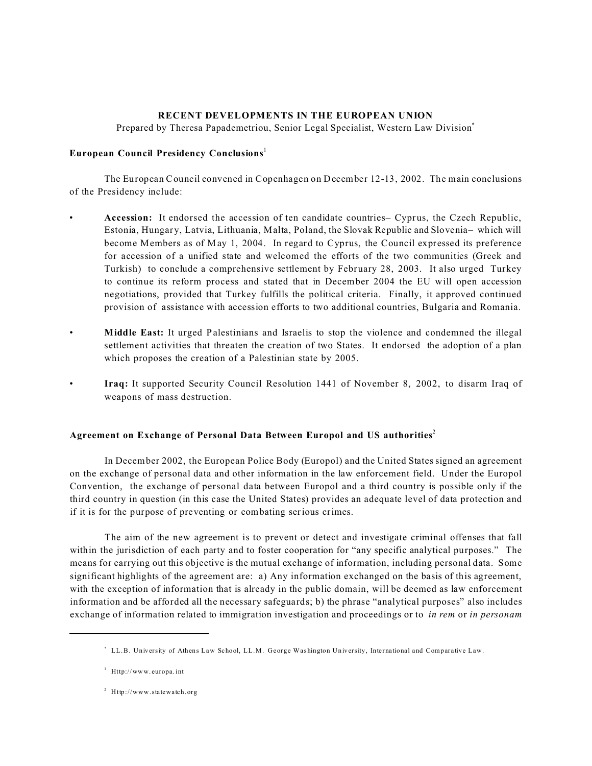## RECENT DEVELOPMENTS IN THE EUROPEAN UNION

Prepared by Theresa Papademetriou, Senior Legal Specialist, Western Law Division[*]

### European Council Presidency Conclusions[1]

The European Council convened in Copenhagen on December 12-13, 2002. The main conclusions of the Presidency include:

- **Accession:** It endorsed the accession of ten candidate countries– Cyprus, the Czech Republic, Estonia, Hungary, Latvia, Lithuania, Malta, Poland, the Slovak Republic and Slovenia– which will become Members as of May 1, 2004. In regard to Cyprus, the Council expressed its preference for accession of a unified state and welcomed the efforts of the two communities (Greek and Turkish) to conclude a comprehensive settlement by February 28, 2003. It also urged Turkey to continue its reform process and stated that in December 2004 the EU will open accession negotiations, provided that Turkey fulfills the political criteria. Finally, it approved continued provision of assistance with accession efforts to two additional countries, Bulgaria and Romania.

- **Middle East:** It urged Palestinians and Israelis to stop the violence and condemned the illegal settlement activities that threaten the creation of two States. It endorsed the adoption of a plan which proposes the creation of a Palestinian state by 2005.

- **Iraq:** It supported Security Council Resolution 1441 of November 8, 2002, to disarm Iraq of weapons of mass destruction.

### Agreement on Exchange of Personal Data Between Europol and US authorities[2]

In December 2002, the European Police Body (Europol) and the United States signed an agreement on the exchange of personal data and other information in the law enforcement field. Under the Europol Convention, the exchange of personal data between Europol and a third country is possible only if the third country in question (in this case the United States) provides an adequate level of data protection and if it is for the purpose of preventing or combating serious crimes.

The aim of the new agreement is to prevent or detect and investigate criminal offenses that fall within the jurisdiction of each party and to foster cooperation for "any specific analytical purposes." The means for carrying out this objective is the mutual exchange of information, including personal data. Some significant highlights of the agreement are: a) Any information exchanged on the basis of this agreement, with the exception of information that is already in the public domain, will be deemed as law enforcement information and be afforded all the necessary safeguards; b) the phrase "analytical purposes" also includes exchange of information related to immigration investigation and proceedings or to *in rem* or *in personam*

---

[*] LL.B. University of Athens Law School, LL.M. George Washington University, International and Comparative Law.

[1] Http://www.europa.int

[2] Http://www.statewatch.org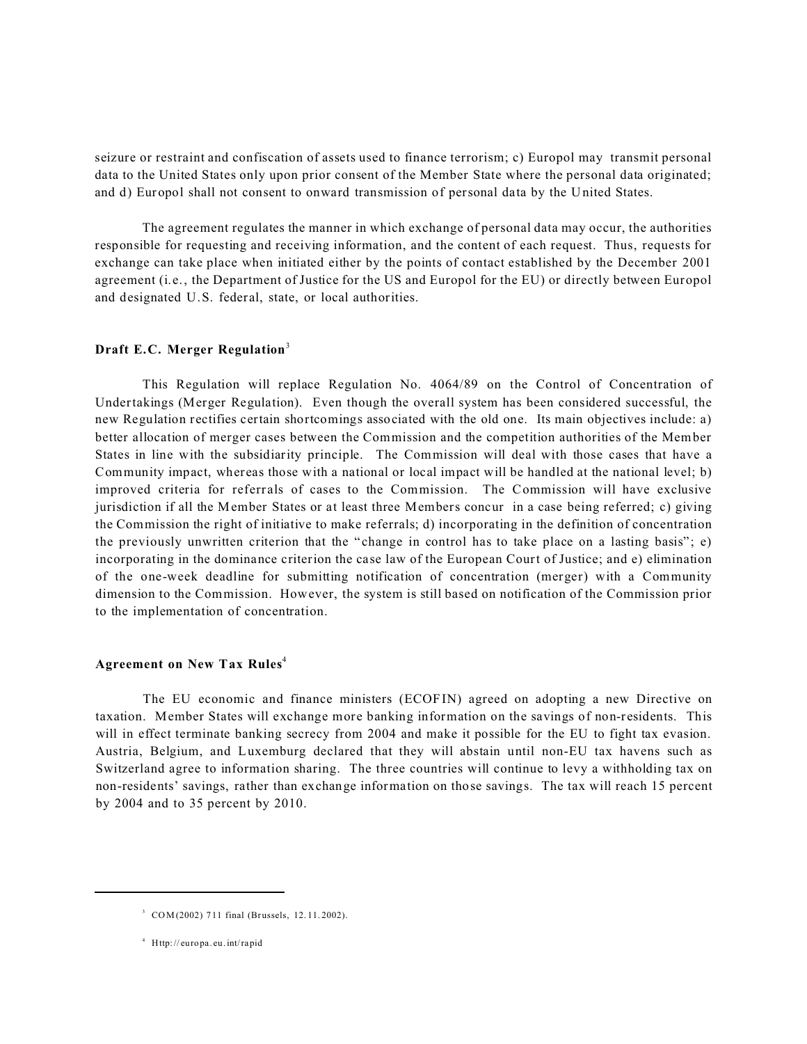seizure or restraint and confiscation of assets used to finance terrorism; c) Europol may transmit personal data to the United States only upon prior consent of the Member State where the personal data originated; and d) Europol shall not consent to onward transmission of personal data by the United States.

The agreement regulates the manner in which exchange of personal data may occur, the authorities responsible for requesting and receiving information, and the content of each request. Thus, requests for exchange can take place when initiated either by the points of contact established by the December 2001 agreement (i.e., the Department of Justice for the US and Europol for the EU) or directly between Europol and designated U.S. federal, state, or local authorities.

**Draft E.C. Merger Regulation**[3]

This Regulation will replace Regulation No. 4064/89 on the Control of Concentration of Undertakings (Merger Regulation). Even though the overall system has been considered successful, the new Regulation rectifies certain shortcomings associated with the old one. Its main objectives include: a) better allocation of merger cases between the Commission and the competition authorities of the Member States in line with the subsidiarity principle. The Commission will deal with those cases that have a Community impact, whereas those with a national or local impact will be handled at the national level; b) improved criteria for referrals of cases to the Commission. The Commission will have exclusive jurisdiction if all the Member States or at least three Members concur in a case being referred; c) giving the Commission the right of initiative to make referrals; d) incorporating in the definition of concentration the previously unwritten criterion that the "change in control has to take place on a lasting basis"; e) incorporating in the dominance criterion the case law of the European Court of Justice; and e) elimination of the one-week deadline for submitting notification of concentration (merger) with a Community dimension to the Commission. However, the system is still based on notification of the Commission prior to the implementation of concentration.

**Agreement on New Tax Rules**[4]

The EU economic and finance ministers (ECOFIN) agreed on adopting a new Directive on taxation. Member States will exchange more banking information on the savings of non-residents. This will in effect terminate banking secrecy from 2004 and make it possible for the EU to fight tax evasion. Austria, Belgium, and Luxemburg declared that they will abstain until non-EU tax havens such as Switzerland agree to information sharing. The three countries will continue to levy a withholding tax on non-residents' savings, rather than exchange information on those savings. The tax will reach 15 percent by 2004 and to 35 percent by 2010.

---

[3] COM(2002) 711 final (Brussels, 12.11.2002).

[4] Http://europa.eu.int/rapid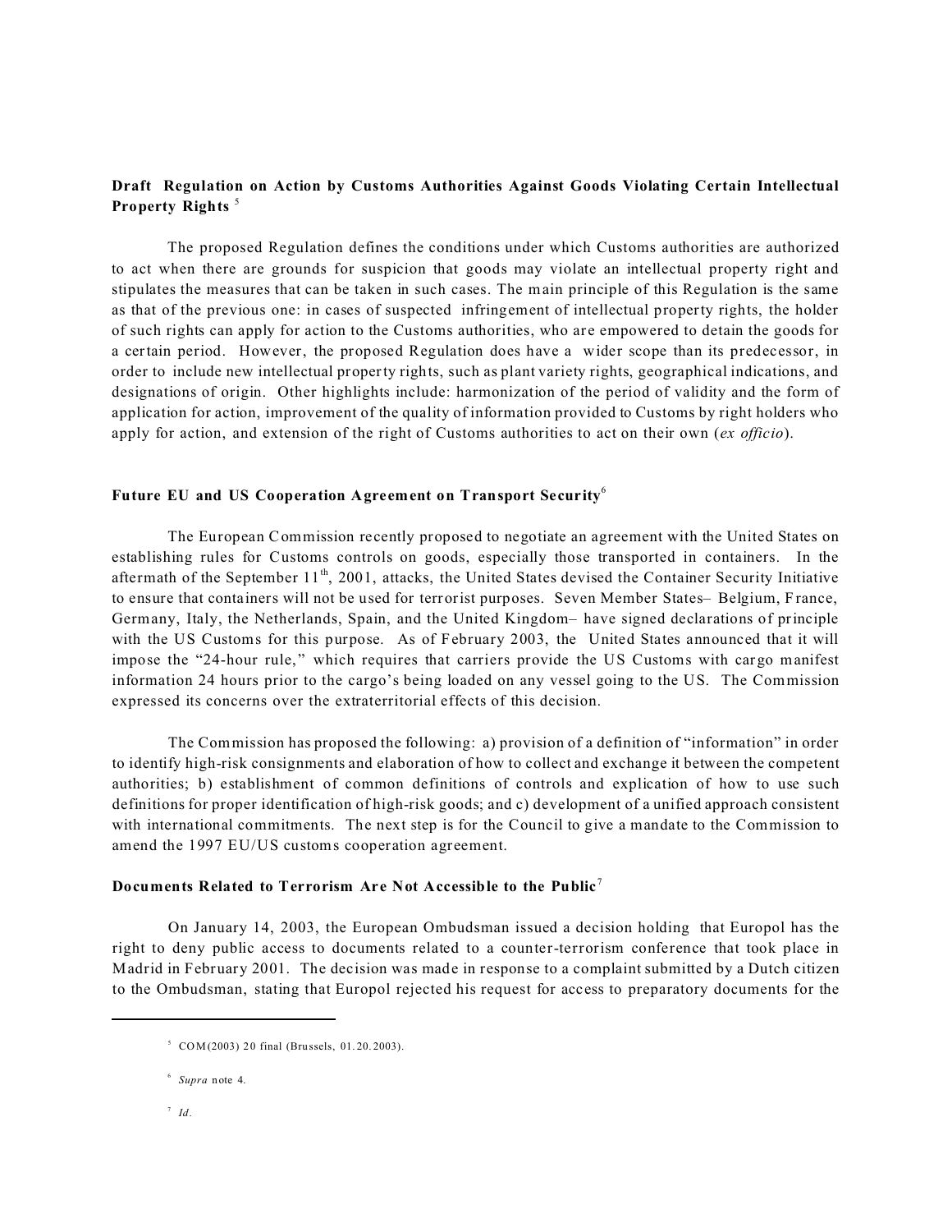**Draft Regulation on Action by Customs Authorities Against Goods Violating Certain Intellectual Property Rights** [5]

The proposed Regulation defines the conditions under which Customs authorities are authorized to act when there are grounds for suspicion that goods may violate an intellectual property right and stipulates the measures that can be taken in such cases. The main principle of this Regulation is the same as that of the previous one: in cases of suspected infringement of intellectual property rights, the holder of such rights can apply for action to the Customs authorities, who are empowered to detain the goods for a certain period. However, the proposed Regulation does have a wider scope than its predecessor, in order to include new intellectual property rights, such as plant variety rights, geographical indications, and designations of origin. Other highlights include: harmonization of the period of validity and the form of application for action, improvement of the quality of information provided to Customs by right holders who apply for action, and extension of the right of Customs authorities to act on their own (*ex officio*).

**Future EU and US Cooperation Agreement on Transport Security**[6]

The European Commission recently proposed to negotiate an agreement with the United States on establishing rules for Customs controls on goods, especially those transported in containers. In the aftermath of the September 11th, 2001, attacks, the United States devised the Container Security Initiative to ensure that containers will not be used for terrorist purposes. Seven Member States– Belgium, France, Germany, Italy, the Netherlands, Spain, and the United Kingdom– have signed declarations of principle with the US Customs for this purpose. As of February 2003, the United States announced that it will impose the "24-hour rule," which requires that carriers provide the US Customs with cargo manifest information 24 hours prior to the cargo's being loaded on any vessel going to the US. The Commission expressed its concerns over the extraterritorial effects of this decision.

The Commission has proposed the following: a) provision of a definition of "information" in order to identify high-risk consignments and elaboration of how to collect and exchange it between the competent authorities; b) establishment of common definitions of controls and explication of how to use such definitions for proper identification of high-risk goods; and c) development of a unified approach consistent with international commitments. The next step is for the Council to give a mandate to the Commission to amend the 1997 EU/US customs cooperation agreement.

**Documents Related to Terrorism Are Not Accessible to the Public**[7]

On January 14, 2003, the European Ombudsman issued a decision holding that Europol has the right to deny public access to documents related to a counter-terrorism conference that took place in Madrid in February 2001. The decision was made in response to a complaint submitted by a Dutch citizen to the Ombudsman, stating that Europol rejected his request for access to preparatory documents for the

---

[5] COM(2003) 20 final (Brussels, 01.20.2003).

[6] *Supra* note 4.

[7] *Id.*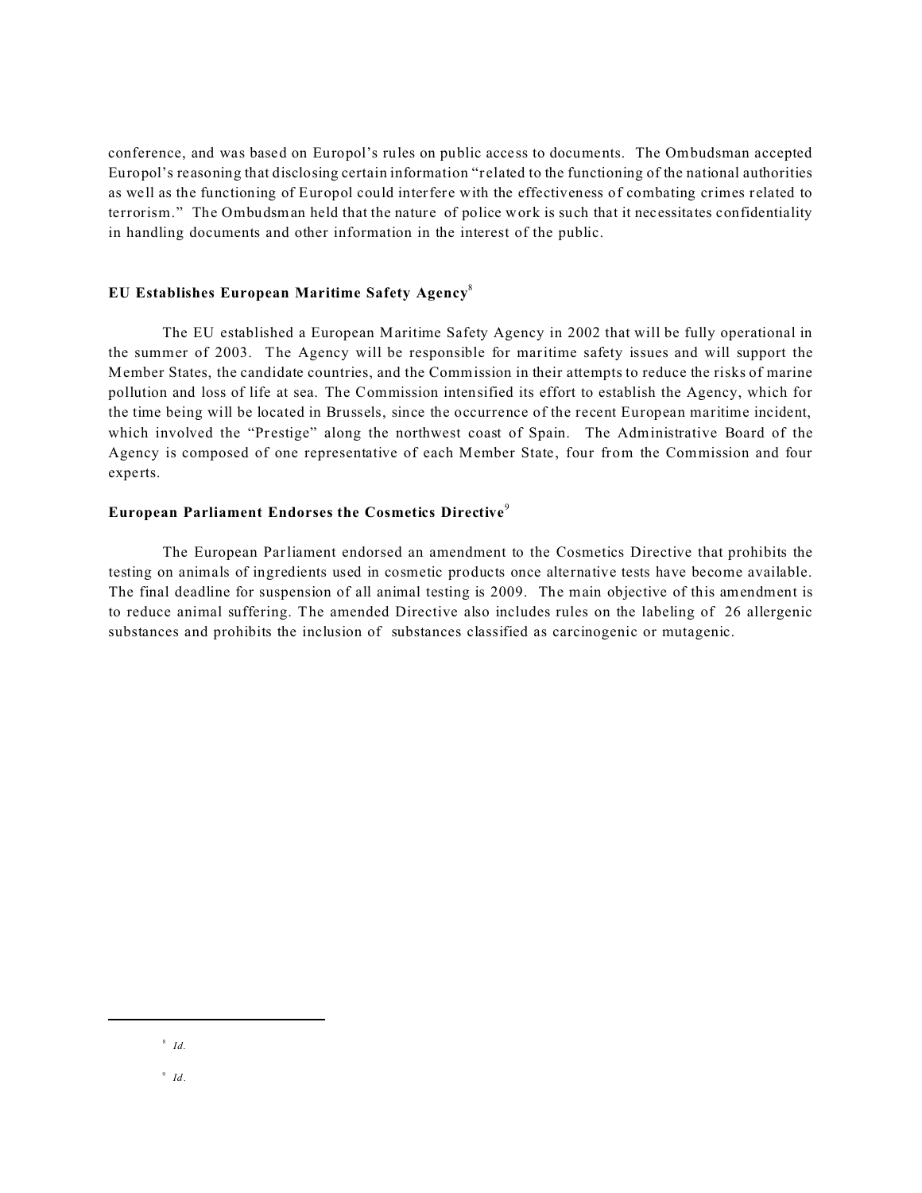conference, and was based on Europol's rules on public access to documents. The Ombudsman accepted Europol's reasoning that disclosing certain information "related to the functioning of the national authorities as well as the functioning of Europol could interfere with the effectiveness of combating crimes related to terrorism." The Ombudsman held that the nature of police work is such that it necessitates confidentiality in handling documents and other information in the interest of the public.

**EU Establishes European Maritime Safety Agency**[8]

The EU established a European Maritime Safety Agency in 2002 that will be fully operational in the summer of 2003. The Agency will be responsible for maritime safety issues and will support the Member States, the candidate countries, and the Commission in their attempts to reduce the risks of marine pollution and loss of life at sea. The Commission intensified its effort to establish the Agency, which for the time being will be located in Brussels, since the occurrence of the recent European maritime incident, which involved the "Prestige" along the northwest coast of Spain. The Administrative Board of the Agency is composed of one representative of each Member State, four from the Commission and four experts.

**European Parliament Endorses the Cosmetics Directive**[9]

The European Parliament endorsed an amendment to the Cosmetics Directive that prohibits the testing on animals of ingredients used in cosmetic products once alternative tests have become available. The final deadline for suspension of all animal testing is 2009. The main objective of this amendment is to reduce animal suffering. The amended Directive also includes rules on the labeling of 26 allergenic substances and prohibits the inclusion of substances classified as carcinogenic or mutagenic.

---

[8] *Id.*

[9] *Id.*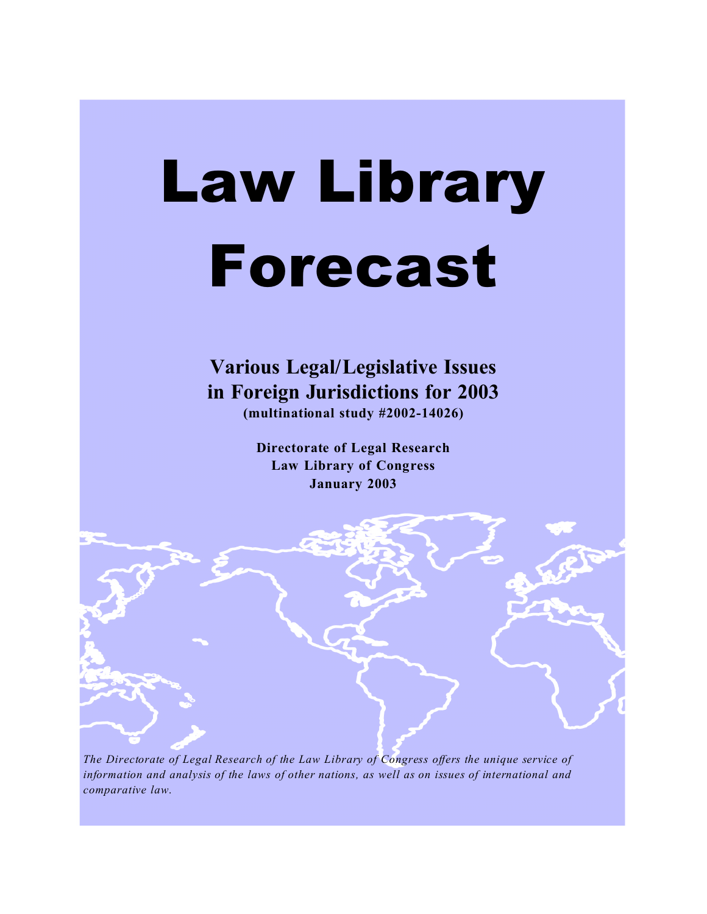# Law Library Forecast

**Various Legal/Legislative Issues in Foreign Jurisdictions for 2003**
**(multinational study #2002-14026)**

**Directorate of Legal Research**
**Law Library of Congress**
**January 2003**

*The Directorate of Legal Research of the Law Library of Congress offers the unique service of information and analysis of the laws of other nations, as well as on issues of international and comparative law.*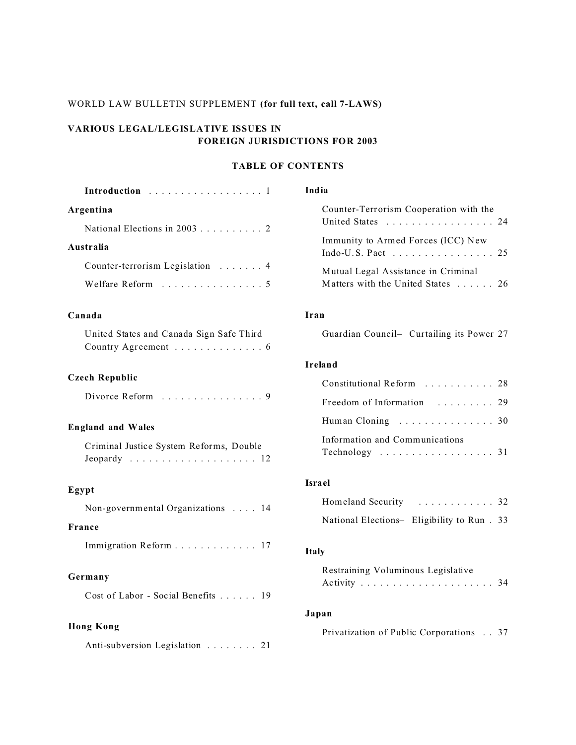WORLD LAW BULLETIN SUPPLEMENT **(for full text, call 7-LAWS)**

**VARIOUS LEGAL/LEGISLATIVE ISSUES IN FOREIGN JURISDICTIONS FOR 2003**

**TABLE OF CONTENTS**

**Introduction** . . . . . . . . . . . . . . . . . . 1

**Argentina**

National Elections in 2003 . . . . . . . . . . 2

**Australia**

Counter-terrorism Legislation . . . . . . . 4

Welfare Reform . . . . . . . . . . . . . . . . 5

**Canada**

United States and Canada Sign Safe Third Country Agreement . . . . . . . . . . . . . . 6

**Czech Republic**

Divorce Reform . . . . . . . . . . . . . . . . 9

**England and Wales**

Criminal Justice System Reforms, Double Jeopardy . . . . . . . . . . . . . . . . . . . . 12

**Egypt**

Non-governmental Organizations . . . . 14

**France**

Immigration Reform . . . . . . . . . . . . . 17

**Germany**

Cost of Labor - Social Benefits . . . . . . 19

**Hong Kong**

Anti-subversion Legislation . . . . . . . . 21

**India**

Counter-Terrorism Cooperation with the United States . . . . . . . . . . . . . . . . . 24

Immunity to Armed Forces (ICC) New Indo-U.S. Pact . . . . . . . . . . . . . . . . 25

Mutual Legal Assistance in Criminal Matters with the United States . . . . . . 26

**Iran**

Guardian Council– Curtailing its Power 27

**Ireland**

Constitutional Reform . . . . . . . . . . . 28

Freedom of Information . . . . . . . . . 29

Human Cloning . . . . . . . . . . . . . . . 30

Information and Communications Technology . . . . . . . . . . . . . . . . . . 31

**Israel**

Homeland Security . . . . . . . . . . . . 32

National Elections– Eligibility to Run . 33

**Italy**

Restraining Voluminous Legislative Activity . . . . . . . . . . . . . . . . . . . . . 34

**Japan**

Privatization of Public Corporations . . 37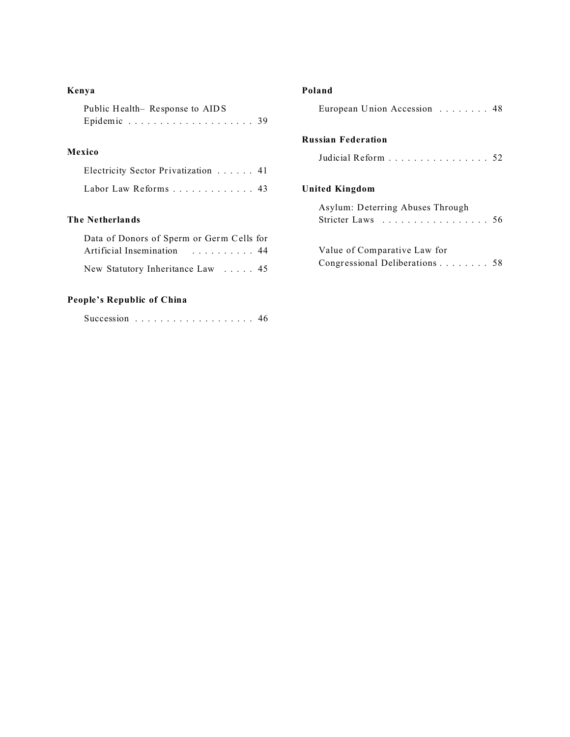**Kenya**

Public Health– Response to AIDS Epidemic . . . . . . . . . . . . . . . . . . . . 39

**Mexico**

Electricity Sector Privatization . . . . . . 41

Labor Law Reforms . . . . . . . . . . . . . 43

**The Netherlands**

Data of Donors of Sperm or Germ Cells for Artificial Insemination . . . . . . . . . . 44

New Statutory Inheritance Law . . . . . 45

**People's Republic of China**

Succession . . . . . . . . . . . . . . . . . . . 46

**Poland**

European Union Accession . . . . . . . . 48

**Russian Federation**

Judicial Reform . . . . . . . . . . . . . . . . 52

**United Kingdom**

Asylum: Deterring Abuses Through Stricter Laws . . . . . . . . . . . . . . . . . 56

Value of Comparative Law for Congressional Deliberations . . . . . . . . 58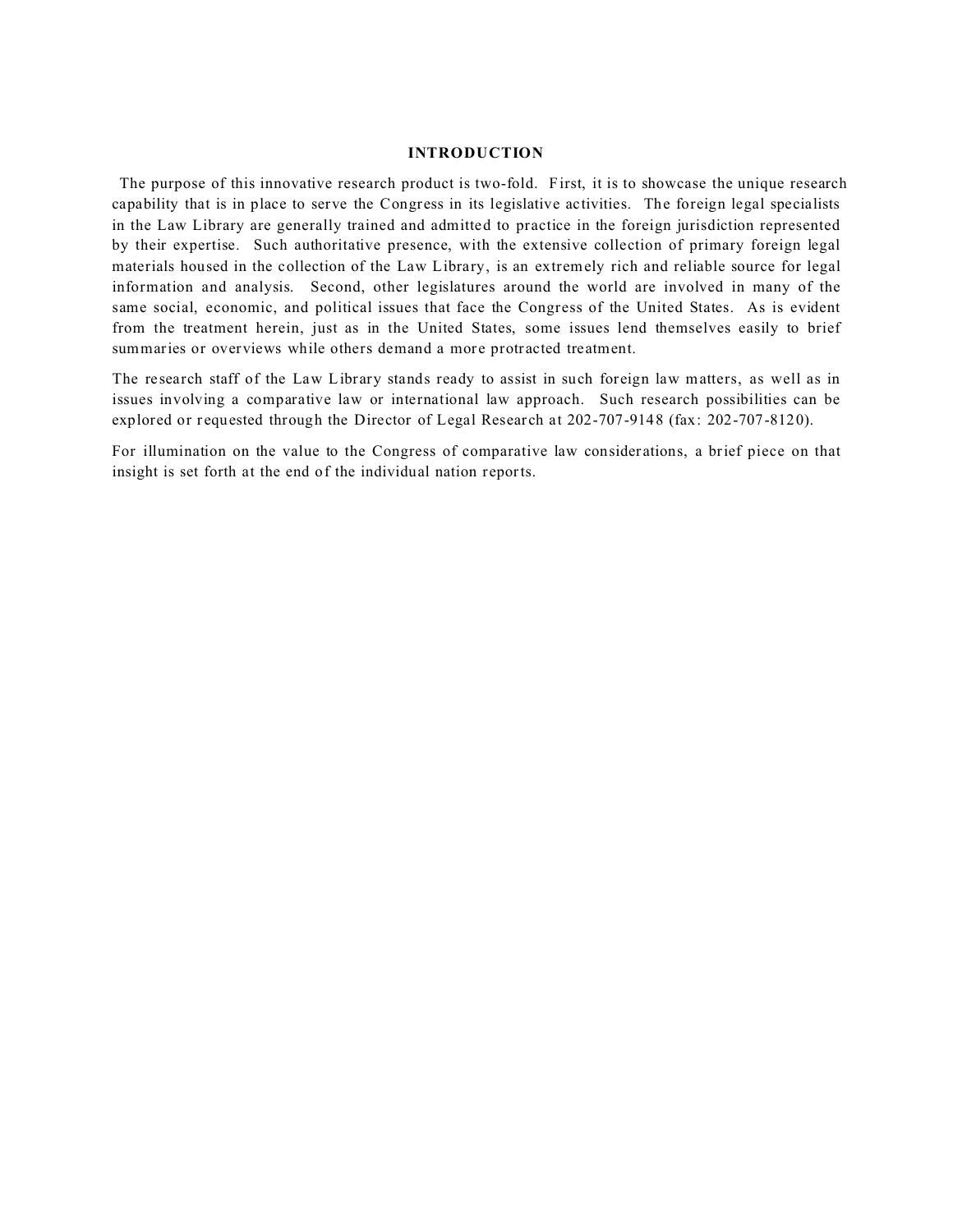## INTRODUCTION

The purpose of this innovative research product is two-fold. First, it is to showcase the unique research capability that is in place to serve the Congress in its legislative activities. The foreign legal specialists in the Law Library are generally trained and admitted to practice in the foreign jurisdiction represented by their expertise. Such authoritative presence, with the extensive collection of primary foreign legal materials housed in the collection of the Law Library, is an extremely rich and reliable source for legal information and analysis. Second, other legislatures around the world are involved in many of the same social, economic, and political issues that face the Congress of the United States. As is evident from the treatment herein, just as in the United States, some issues lend themselves easily to brief summaries or overviews while others demand a more protracted treatment.

The research staff of the Law Library stands ready to assist in such foreign law matters, as well as in issues involving a comparative law or international law approach. Such research possibilities can be explored or requested through the Director of Legal Research at 202-707-9148 (fax: 202-707-8120).

For illumination on the value to the Congress of comparative law considerations, a brief piece on that insight is set forth at the end of the individual nation reports.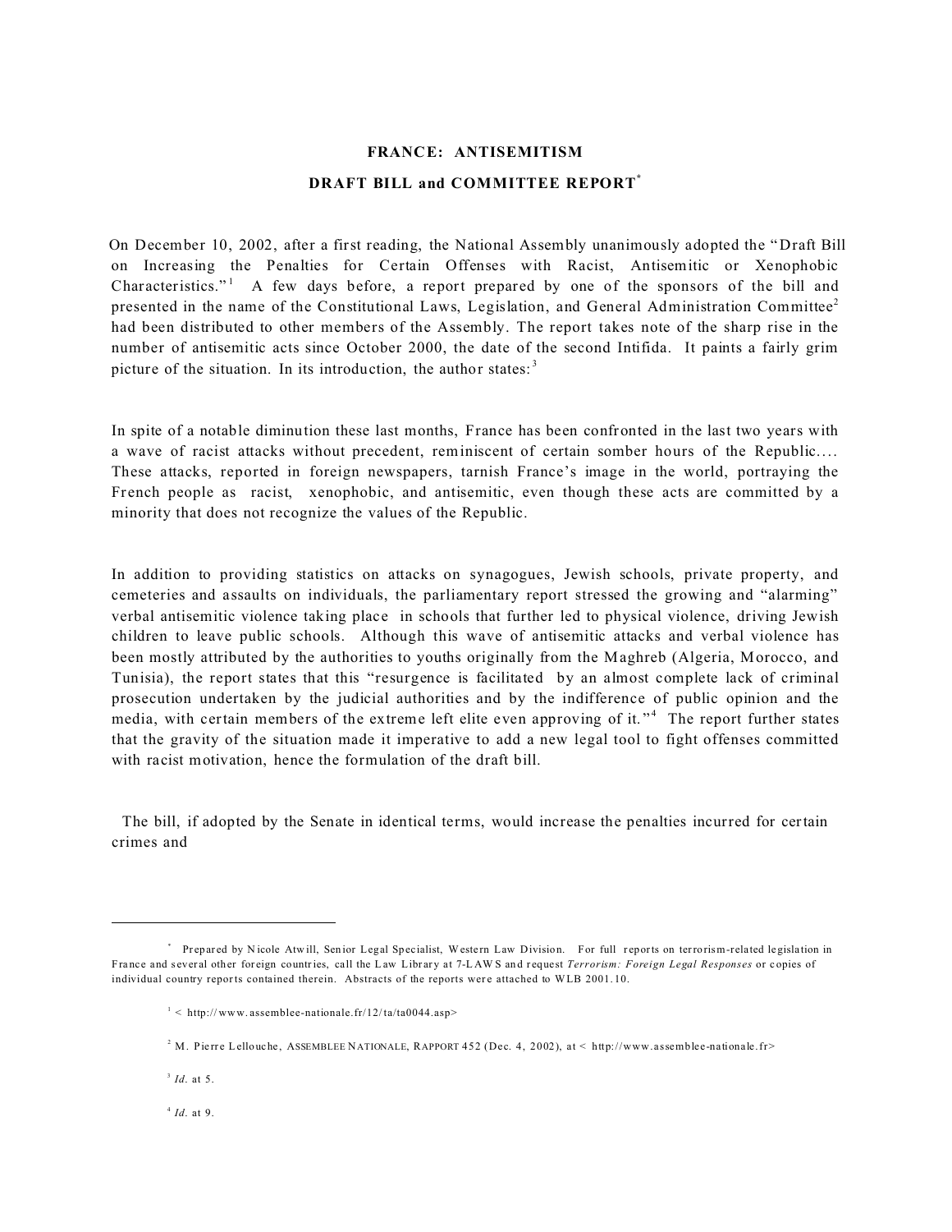**FRANCE: ANTISEMITISM**

**DRAFT BILL and COMMITTEE REPORT**[*]

On December 10, 2002, after a first reading, the National Assembly unanimously adopted the "Draft Bill on Increasing the Penalties for Certain Offenses with Racist, Antisemitic or Xenophobic Characteristics."[1] A few days before, a report prepared by one of the sponsors of the bill and presented in the name of the Constitutional Laws, Legislation, and General Administration Committee[2] had been distributed to other members of the Assembly. The report takes note of the sharp rise in the number of antisemitic acts since October 2000, the date of the second Intifida. It paints a fairly grim picture of the situation. In its introduction, the author states:[3]

In spite of a notable diminution these last months, France has been confronted in the last two years with a wave of racist attacks without precedent, reminiscent of certain somber hours of the Republic.... These attacks, reported in foreign newspapers, tarnish France's image in the world, portraying the French people as racist, xenophobic, and antisemitic, even though these acts are committed by a minority that does not recognize the values of the Republic.

In addition to providing statistics on attacks on synagogues, Jewish schools, private property, and cemeteries and assaults on individuals, the parliamentary report stressed the growing and "alarming" verbal antisemitic violence taking place in schools that further led to physical violence, driving Jewish children to leave public schools. Although this wave of antisemitic attacks and verbal violence has been mostly attributed by the authorities to youths originally from the Maghreb (Algeria, Morocco, and Tunisia), the report states that this "resurgence is facilitated by an almost complete lack of criminal prosecution undertaken by the judicial authorities and by the indifference of public opinion and the media, with certain members of the extreme left elite even approving of it."[4] The report further states that the gravity of the situation made it imperative to add a new legal tool to fight offenses committed with racist motivation, hence the formulation of the draft bill.

The bill, if adopted by the Senate in identical terms, would increase the penalties incurred for certain crimes and

---

[*] Prepared by Nicole Atwill, Senior Legal Specialist, Western Law Division. For full reports on terrorism-related legislation in France and several other foreign countries, call the Law Library at 7-LAWS and request *Terrorism: Foreign Legal Responses* or copies of individual country reports contained therein. Abstracts of the reports were attached to WLB 2001.10.

[1] < http://www.assemblee-nationale.fr/12/ta/ta0044.asp>

[2] M. Pierre Lellouche, ASSEMBLEE NATIONALE, RAPPORT 452 (Dec. 4, 2002), at < http://www.assemblee-nationale.fr>

[3] *Id*. at 5.

[4] *Id*. at 9.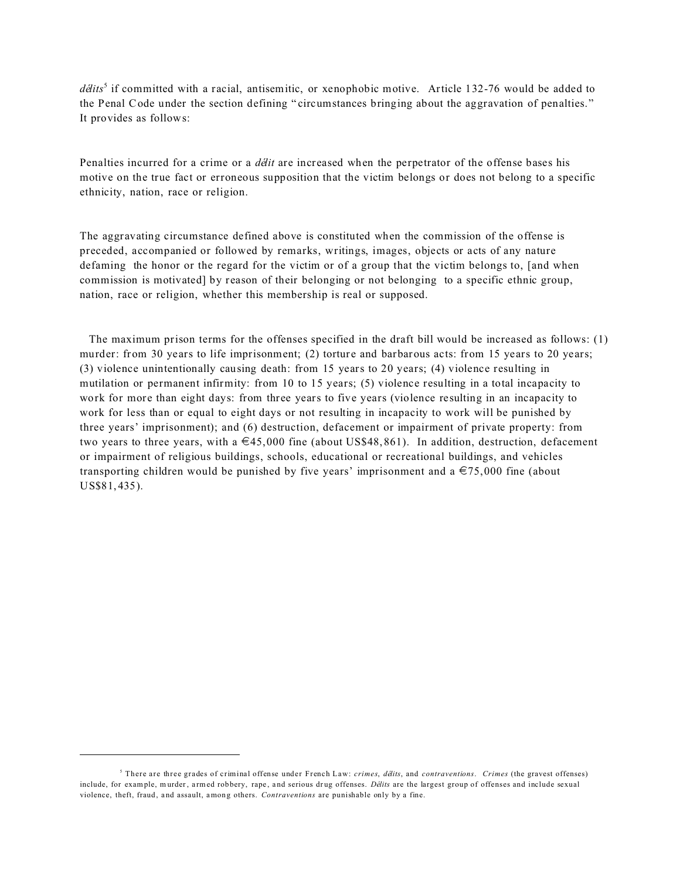*délits*[5] if committed with a racial, antisemitic, or xenophobic motive. Article 132-76 would be added to the Penal Code under the section defining "circumstances bringing about the aggravation of penalties." It provides as follows:

Penalties incurred for a crime or a *délit* are increased when the perpetrator of the offense bases his motive on the true fact or erroneous supposition that the victim belongs or does not belong to a specific ethnicity, nation, race or religion.

The aggravating circumstance defined above is constituted when the commission of the offense is preceded, accompanied or followed by remarks, writings, images, objects or acts of any nature defaming the honor or the regard for the victim or of a group that the victim belongs to, [and when commission is motivated] by reason of their belonging or not belonging to a specific ethnic group, nation, race or religion, whether this membership is real or supposed.

The maximum prison terms for the offenses specified in the draft bill would be increased as follows: (1) murder: from 30 years to life imprisonment; (2) torture and barbarous acts: from 15 years to 20 years; (3) violence unintentionally causing death: from 15 years to 20 years; (4) violence resulting in mutilation or permanent infirmity: from 10 to 15 years; (5) violence resulting in a total incapacity to work for more than eight days: from three years to five years (violence resulting in an incapacity to work for less than or equal to eight days or not resulting in incapacity to work will be punished by three years' imprisonment); and (6) destruction, defacement or impairment of private property: from two years to three years, with a €45,000 fine (about US$48,861). In addition, destruction, defacement or impairment of religious buildings, schools, educational or recreational buildings, and vehicles transporting children would be punished by five years' imprisonment and a €75,000 fine (about US$81,435).

---

[5] There are three grades of criminal offense under French Law: *crimes*, *délits*, and *contraventions*. *Crimes* (the gravest offenses) include, for example, murder, armed robbery, rape, and serious drug offenses. *Délits* are the largest group of offenses and include sexual violence, theft, fraud, and assault, among others. *Contraventions* are punishable only by a fine.